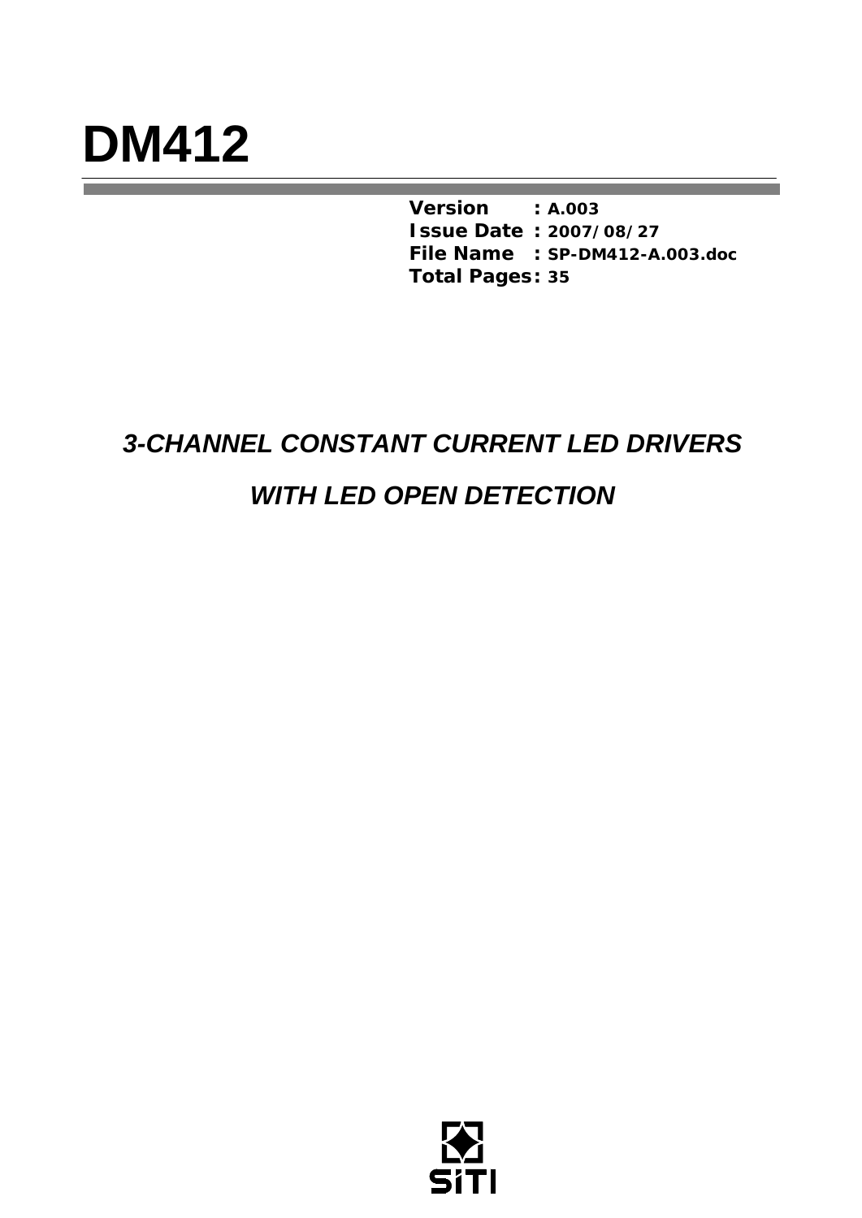# DM412

**Version** : **A.003**
**Issue Date** : **2007/08/27**
**File Name** : **SP-DM412-A.003.doc**
**Total Pages**: **35**

## *3-CHANNEL CONSTANT CURRENT LED DRIVERS*

## *WITH LED OPEN DETECTION*

SiTI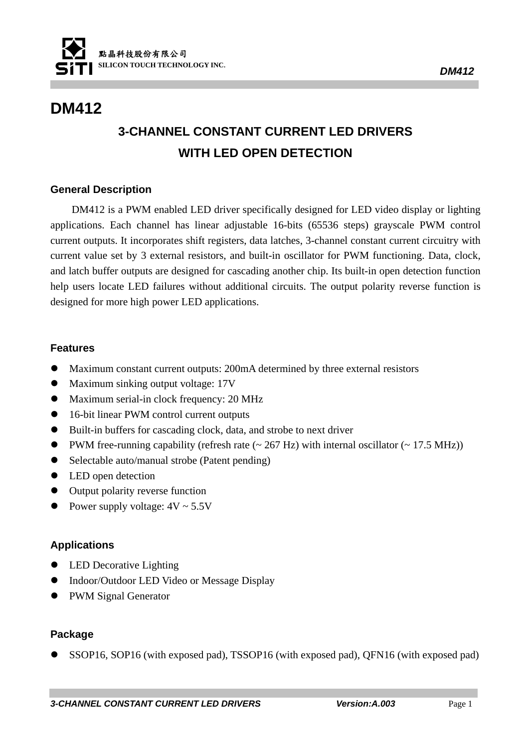# DM412

## 3-CHANNEL CONSTANT CURRENT LED DRIVERS WITH LED OPEN DETECTION

### General Description

DM412 is a PWM enabled LED driver specifically designed for LED video display or lighting applications. Each channel has linear adjustable 16-bits (65536 steps) grayscale PWM control current outputs. It incorporates shift registers, data latches, 3-channel constant current circuitry with current value set by 3 external resistors, and built-in oscillator for PWM functioning. Data, clock, and latch buffer outputs are designed for cascading another chip. Its built-in open detection function help users locate LED failures without additional circuits. The output polarity reverse function is designed for more high power LED applications.

### Features

- Maximum constant current outputs: 200mA determined by three external resistors
- Maximum sinking output voltage: 17V
- Maximum serial-in clock frequency: 20 MHz
- 16-bit linear PWM control current outputs
- Built-in buffers for cascading clock, data, and strobe to next driver
- PWM free-running capability (refresh rate (~ 267 Hz) with internal oscillator (~ 17.5 MHz))
- Selectable auto/manual strobe (Patent pending)
- LED open detection
- Output polarity reverse function
- Power supply voltage: 4V ~ 5.5V

### Applications

- LED Decorative Lighting
- Indoor/Outdoor LED Video or Message Display
- PWM Signal Generator

### Package

- SSOP16, SOP16 (with exposed pad), TSSOP16 (with exposed pad), QFN16 (with exposed pad)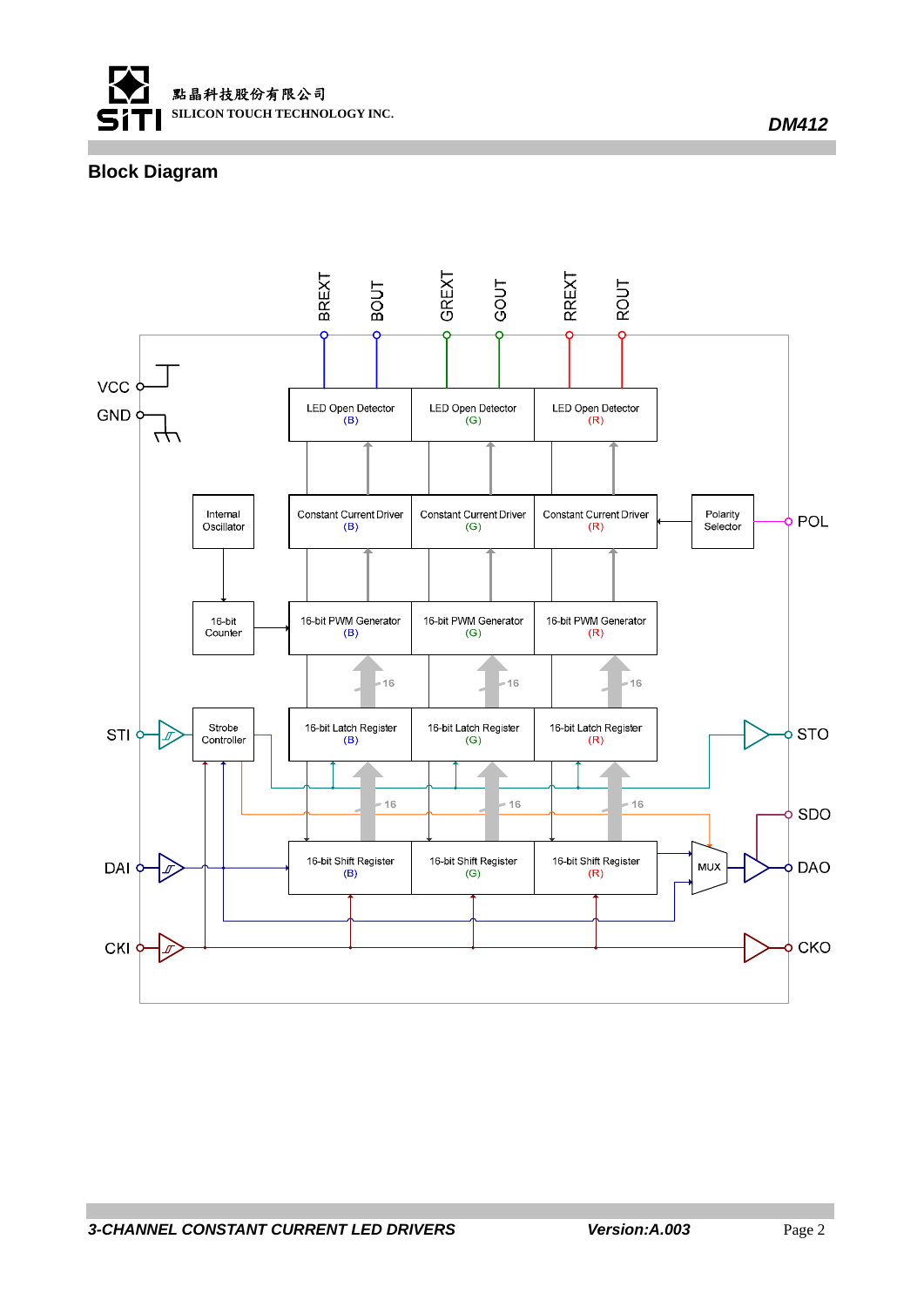## Block Diagram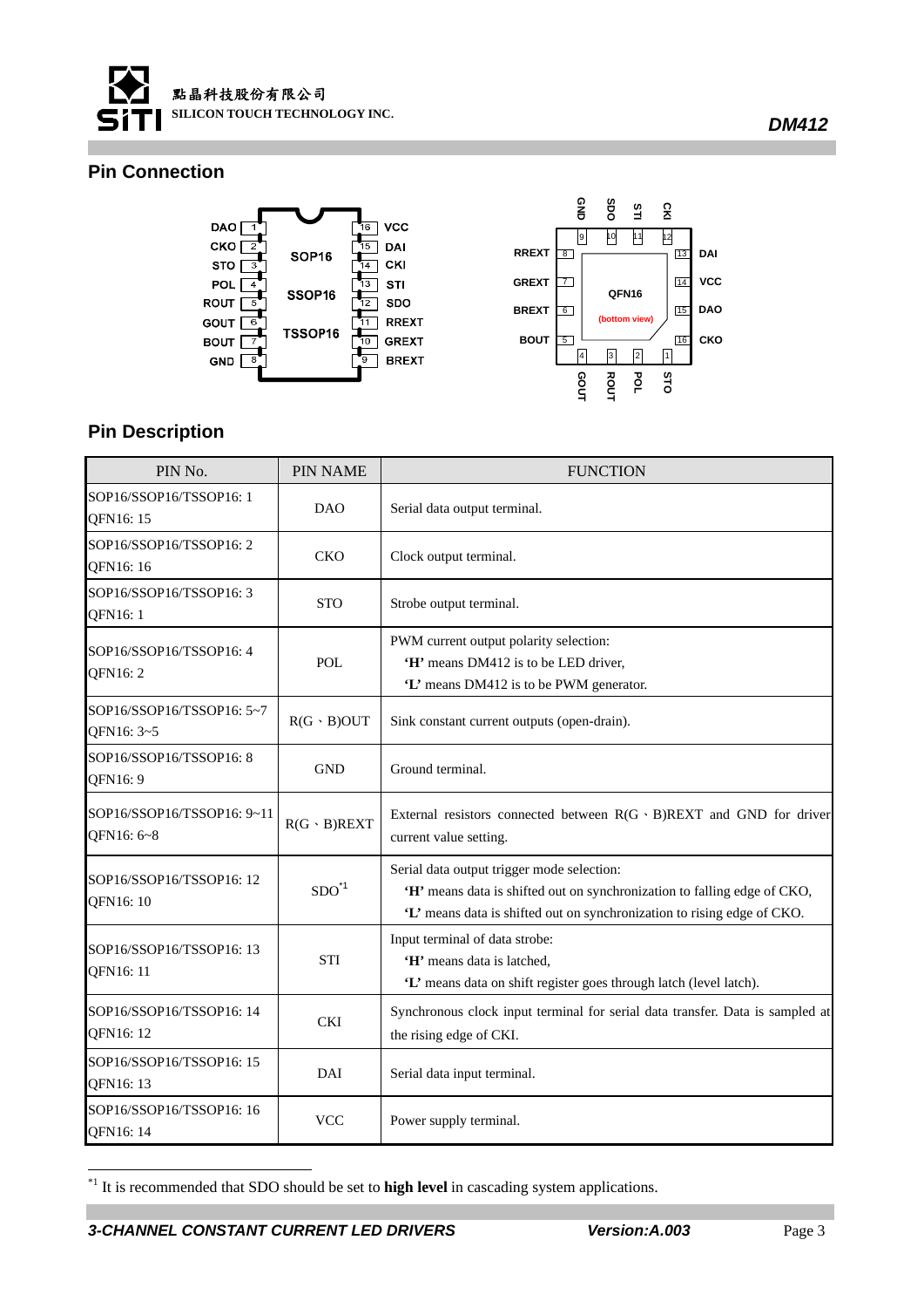## Pin Connection

## Pin Description

| PIN No. | PIN NAME | FUNCTION |
|---|---|---|
| SOP16/SSOP16/TSSOP16: 1<br>QFN16: 15 | DAO | Serial data output terminal. |
| SOP16/SSOP16/TSSOP16: 2<br>QFN16: 16 | CKO | Clock output terminal. |
| SOP16/SSOP16/TSSOP16: 3<br>QFN16: 1 | STO | Strobe output terminal. |
| SOP16/SSOP16/TSSOP16: 4<br>QFN16: 2 | POL | PWM current output polarity selection:<br>**'H'** means DM412 is to be LED driver,<br>**'L'** means DM412 is to be PWM generator. |
| SOP16/SSOP16/TSSOP16: 5~7<br>QFN16: 3~5 | R(G、B)OUT | Sink constant current outputs (open-drain). |
| SOP16/SSOP16/TSSOP16: 8<br>QFN16: 9 | GND | Ground terminal. |
| SOP16/SSOP16/TSSOP16: 9~11<br>QFN16: 6~8 | R(G、B)REXT | External resistors connected between R(G、B)REXT and GND for driver current value setting. |
| SOP16/SSOP16/TSSOP16: 12<br>QFN16: 10 | SDO[*1] | Serial data output trigger mode selection:<br>**'H'** means data is shifted out on synchronization to falling edge of CKO,<br>**'L'** means data is shifted out on synchronization to rising edge of CKO. |
| SOP16/SSOP16/TSSOP16: 13<br>QFN16: 11 | STI | Input terminal of data strobe:<br>**'H'** means data is latched,<br>**'L'** means data on shift register goes through latch (level latch). |
| SOP16/SSOP16/TSSOP16: 14<br>QFN16: 12 | CKI | Synchronous clock input terminal for serial data transfer. Data is sampled at the rising edge of CKI. |
| SOP16/SSOP16/TSSOP16: 15<br>QFN16: 13 | DAI | Serial data input terminal. |
| SOP16/SSOP16/TSSOP16: 16<br>QFN16: 14 | VCC | Power supply terminal. |

[*1] It is recommended that SDO should be set to **high level** in cascading system applications.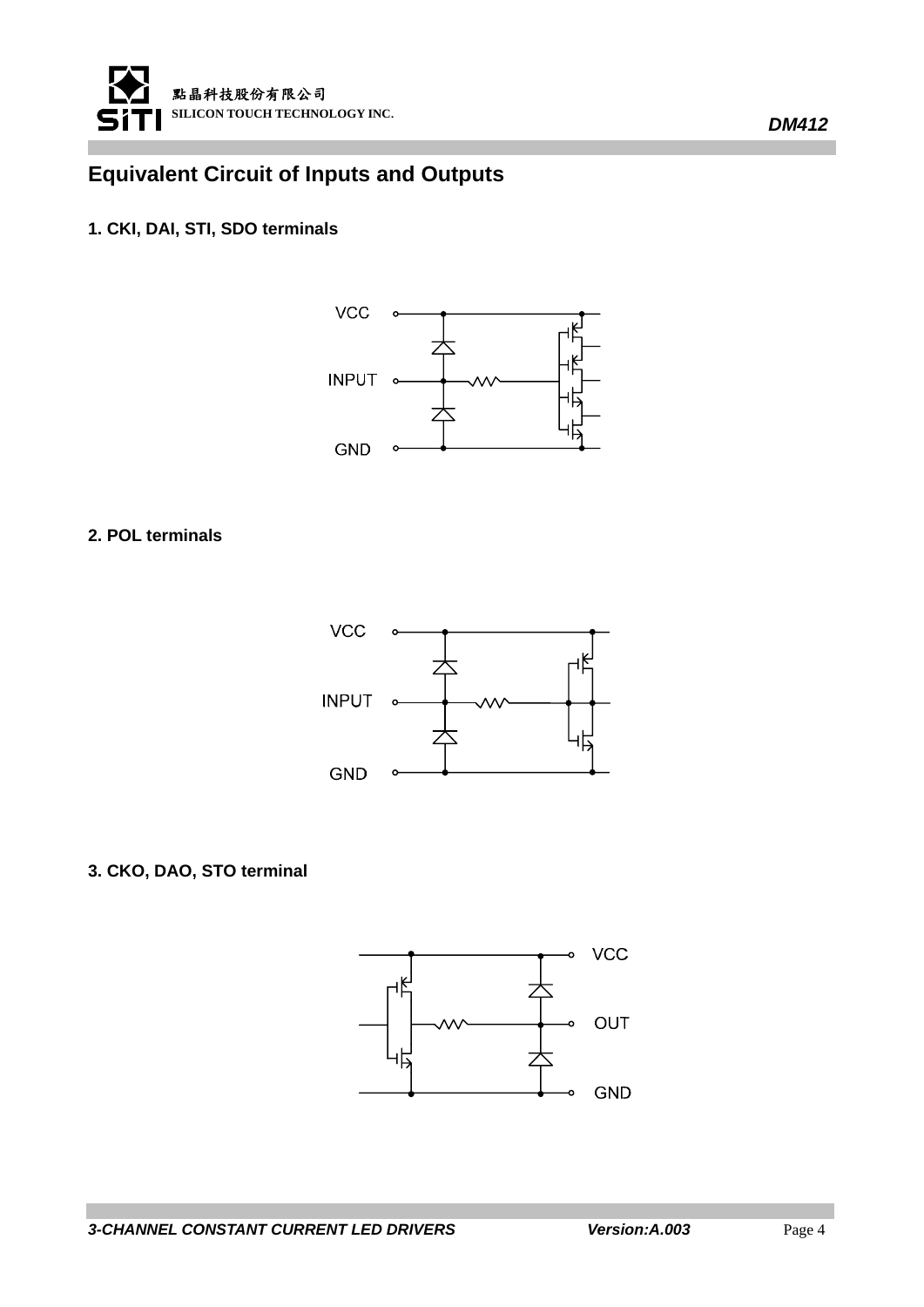## Equivalent Circuit of Inputs and Outputs

### 1. CKI, DAI, STI, SDO terminals

VCC

INPUT

GND

### 2. POL terminals

VCC

INPUT

GND

### 3. CKO, DAO, STO terminal

VCC

OUT

GND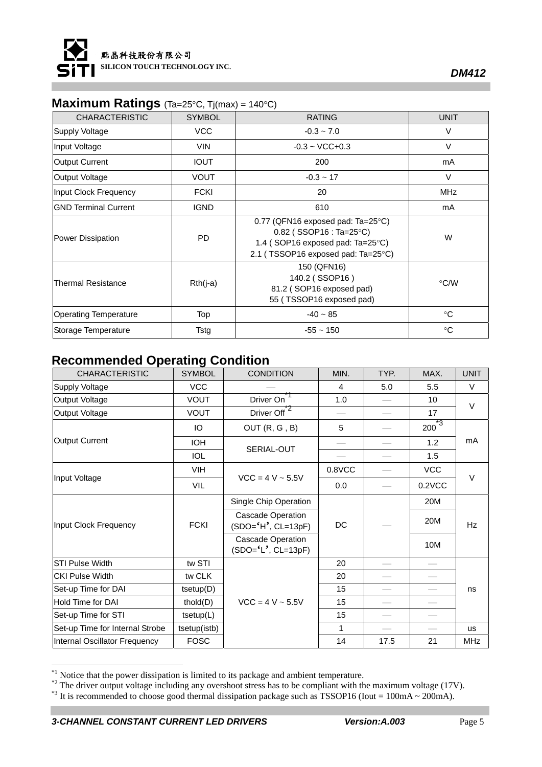## Maximum Ratings (Ta=25°C, Tj(max) = 140°C)

| CHARACTERISTIC | SYMBOL | RATING | UNIT |
|---|---|---|---|
| Supply Voltage | VCC | -0.3 ~ 7.0 | V |
| Input Voltage | VIN | -0.3 ~ VCC+0.3 | V |
| Output Current | IOUT | 200 | mA |
| Output Voltage | VOUT | -0.3 ~ 17 | V |
| Input Clock Frequency | FCKI | 20 | MHz |
| GND Terminal Current | IGND | 610 | mA |
| Power Dissipation | PD | 0.77 (QFN16 exposed pad: Ta=25°C)<br>0.82 ( SSOP16 : Ta=25°C)<br>1.4 ( SOP16 exposed pad: Ta=25°C)<br>2.1 ( TSSOP16 exposed pad: Ta=25°C) | W |
| Thermal Resistance | Rth(j-a) | 150 (QFN16)<br>140.2 ( SSOP16 )<br>81.2 ( SOP16 exposed pad)<br>55 ( TSSOP16 exposed pad) | °C/W |
| Operating Temperature | Top | -40 ~ 85 | °C |
| Storage Temperature | Tstg | -55 ~ 150 | °C |

## Recommended Operating Condition

| CHARACTERISTIC | SYMBOL | CONDITION | MIN. | TYP. | MAX. | UNIT |
|---|---|---|---|---|---|---|
| Supply Voltage | VCC | — | 4 | 5.0 | 5.5 | V |
| Output Voltage | VOUT | Driver On[*1] | 1.0 | — | 10 | V |
| Output Voltage | VOUT | Driver Off[*2] | — | — | 17 | V |
| Output Current | IO | OUT (R, G , B) | 5 | — | 200[*3] | mA |
| | IOH | SERIAL-OUT | — | — | 1.2 | mA |
| | IOL | SERIAL-OUT | — | — | 1.5 | mA |
| Input Voltage | VIH | VCC = 4 V ~ 5.5V | 0.8VCC | — | VCC | V |
| | VIL | VCC = 4 V ~ 5.5V | 0.0 | — | 0.2VCC | V |
| Input Clock Frequency | FCKI | Single Chip Operation | DC | — | 20M | Hz |
| | | Cascade Operation (SDO='H', CL=13pF) | DC | — | 20M | Hz |
| | | Cascade Operation (SDO='L', CL=13pF) | DC | — | 10M | Hz |
| STI Pulse Width | tw STI | VCC = 4 V ~ 5.5V | 20 | — | — | ns |
| CKI Pulse Width | tw CLK | VCC = 4 V ~ 5.5V | 20 | — | — | ns |
| Set-up Time for DAI | tsetup(D) | VCC = 4 V ~ 5.5V | 15 | — | — | ns |
| Hold Time for DAI | thold(D) | VCC = 4 V ~ 5.5V | 15 | — | — | ns |
| Set-up Time for STI | tsetup(L) | VCC = 4 V ~ 5.5V | 15 | — | — | ns |
| Set-up Time for Internal Strobe | tsetup(istb) | VCC = 4 V ~ 5.5V | 1 | — | — | us |
| Internal Oscillator Frequency | FOSC | VCC = 4 V ~ 5.5V | 14 | 17.5 | 21 | MHz |

[*1] Notice that the power dissipation is limited to its package and ambient temperature.
[*2] The driver output voltage including any overshoot stress has to be compliant with the maximum voltage (17V).
[*3] It is recommended to choose good thermal dissipation package such as TSSOP16 (Iout = 100mA ~ 200mA).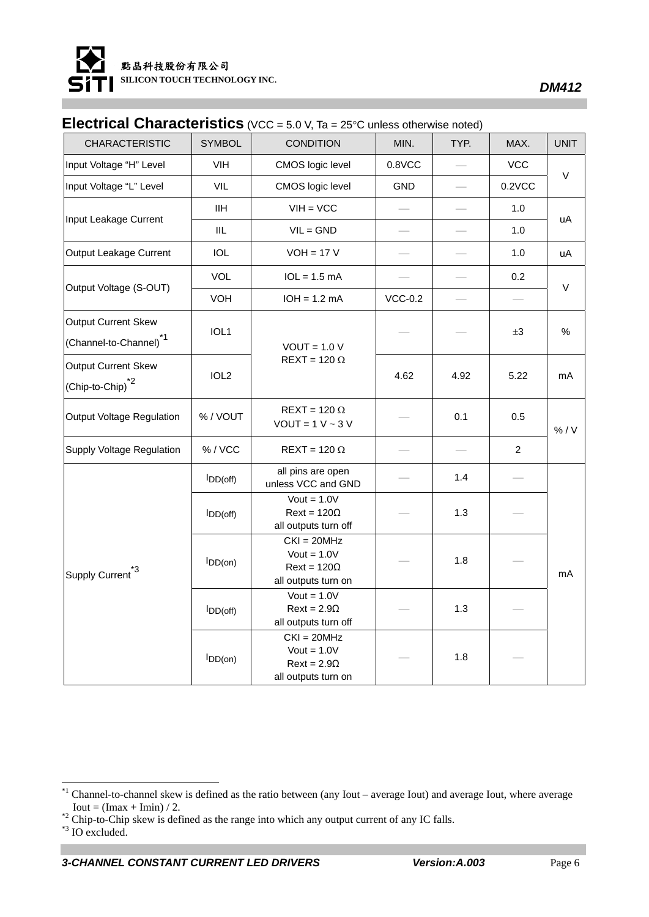## Electrical Characteristics (VCC = 5.0 V, Ta = 25°C unless otherwise noted)

| CHARACTERISTIC | SYMBOL | CONDITION | MIN. | TYP. | MAX. | UNIT |
|---|---|---|---|---|---|---|
| Input Voltage "H" Level | VIH | CMOS logic level | 0.8VCC | — | VCC | V |
| Input Voltage "L" Level | VIL | CMOS logic level | GND | — | 0.2VCC | |
| Input Leakage Current | IIH | VIH = VCC | — | — | 1.0 | uA |
| | IIL | VIL = GND | — | — | 1.0 | |
| Output Leakage Current | IOL | VOH = 17 V | — | — | 1.0 | uA |
| Output Voltage (S-OUT) | VOL | IOL = 1.5 mA | — | — | 0.2 | V |
| | VOH | IOH = 1.2 mA | VCC-0.2 | — | — | |
| Output Current Skew (Channel-to-Channel)[*1] | IOL1 | VOUT = 1.0 V REXT = 120 Ω | — | — | ±3 | % |
| Output Current Skew (Chip-to-Chip)[*2] | IOL2 | | 4.62 | 4.92 | 5.22 | mA |
| Output Voltage Regulation | % / VOUT | REXT = 120 Ω VOUT = 1 V ~ 3 V | — | 0.1 | 0.5 | % / V |
| Supply Voltage Regulation | % / VCC | REXT = 120 Ω | — | — | 2 | |
| Supply Current[*3] | $I_{DD(off)}$ | all pins are open unless VCC and GND | — | 1.4 | — | mA |
| | $I_{DD(off)}$ | Vout = 1.0V Rext = 120Ω all outputs turn off | — | 1.3 | — | |
| | $I_{DD(on)}$ | CKI = 20MHz Vout = 1.0V Rext = 120Ω all outputs turn on | — | 1.8 | — | |
| | $I_{DD(off)}$ | Vout = 1.0V Rext = 2.9Ω all outputs turn off | — | 1.3 | — | |
| | $I_{DD(on)}$ | CKI = 20MHz Vout = 1.0V Rext = 2.9Ω all outputs turn on | — | 1.8 | — | |

[*1] Channel-to-channel skew is defined as the ratio between (any Iout – average Iout) and average Iout, where average Iout = (Imax + Imin) / 2.

[*2] Chip-to-Chip skew is defined as the range into which any output current of any IC falls.

[*3] IO excluded.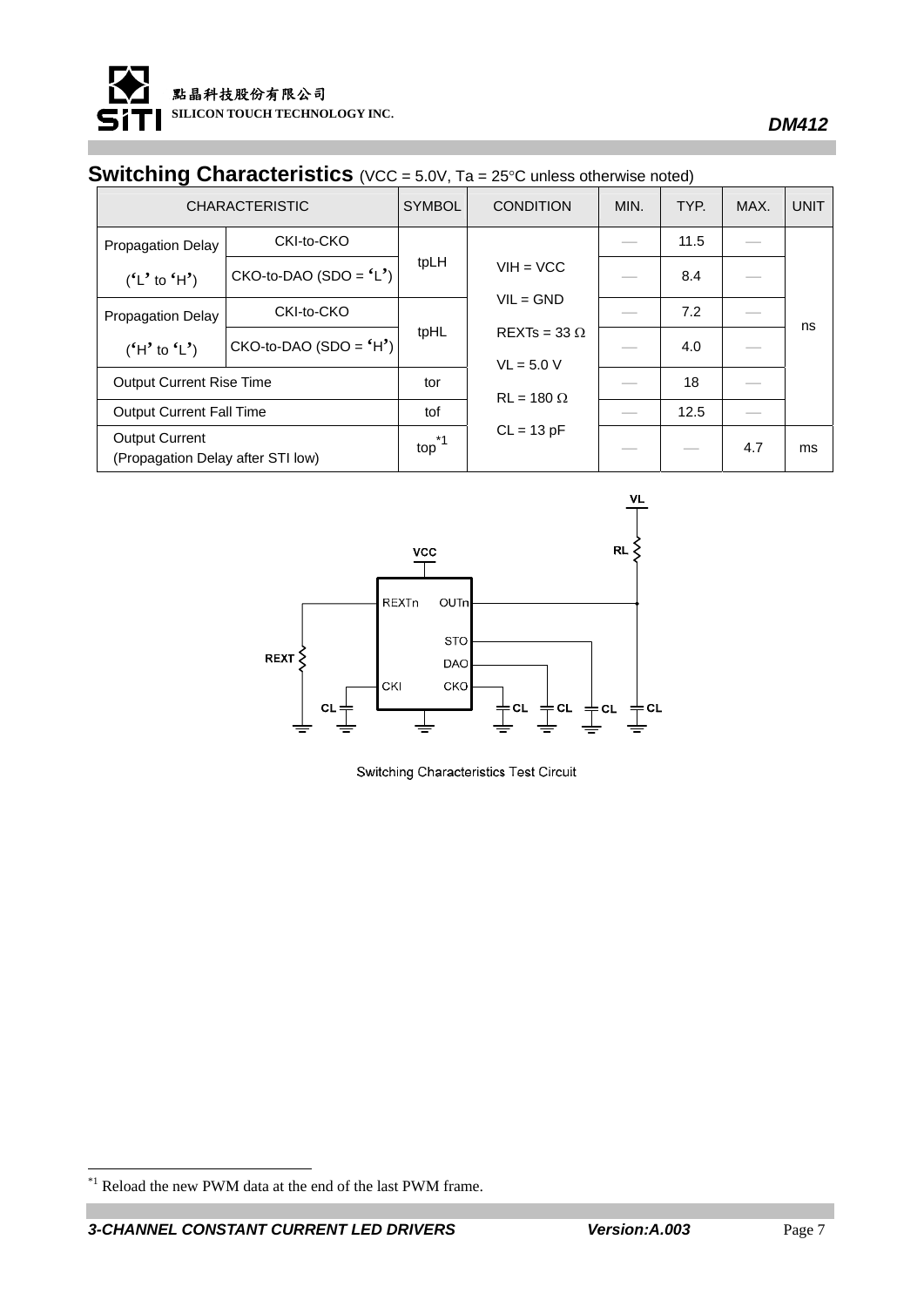## Switching Characteristics (VCC = 5.0V, Ta = 25°C unless otherwise noted)

| CHARACTERISTIC | | SYMBOL | CONDITION | MIN. | TYP. | MAX. | UNIT |
|---|---|---|---|---|---|---|---|
| Propagation Delay ('L' to 'H') | CKI-to-CKO | tpLH | VIH = VCC<br>VIL = GND<br>REXTs = 33 Ω<br>VL = 5.0 V<br>RL = 180 Ω<br>CL = 13 pF | — | 11.5 | — | ns |
| | CKO-to-DAO (SDO = 'L') | | | — | 8.4 | — | |
| Propagation Delay ('H' to 'L') | CKI-to-CKO | tpHL | | — | 7.2 | — | |
| | CKO-to-DAO (SDO = 'H') | | | — | 4.0 | — | |
| Output Current Rise Time | | tor | | — | 18 | — | |
| Output Current Fall Time | | tof | | — | 12.5 | — | |
| Output Current (Propagation Delay after STI low) | | top[*1] | | — | — | 4.7 | ms |

Switching Characteristics Test Circuit

[*1] Reload the new PWM data at the end of the last PWM frame.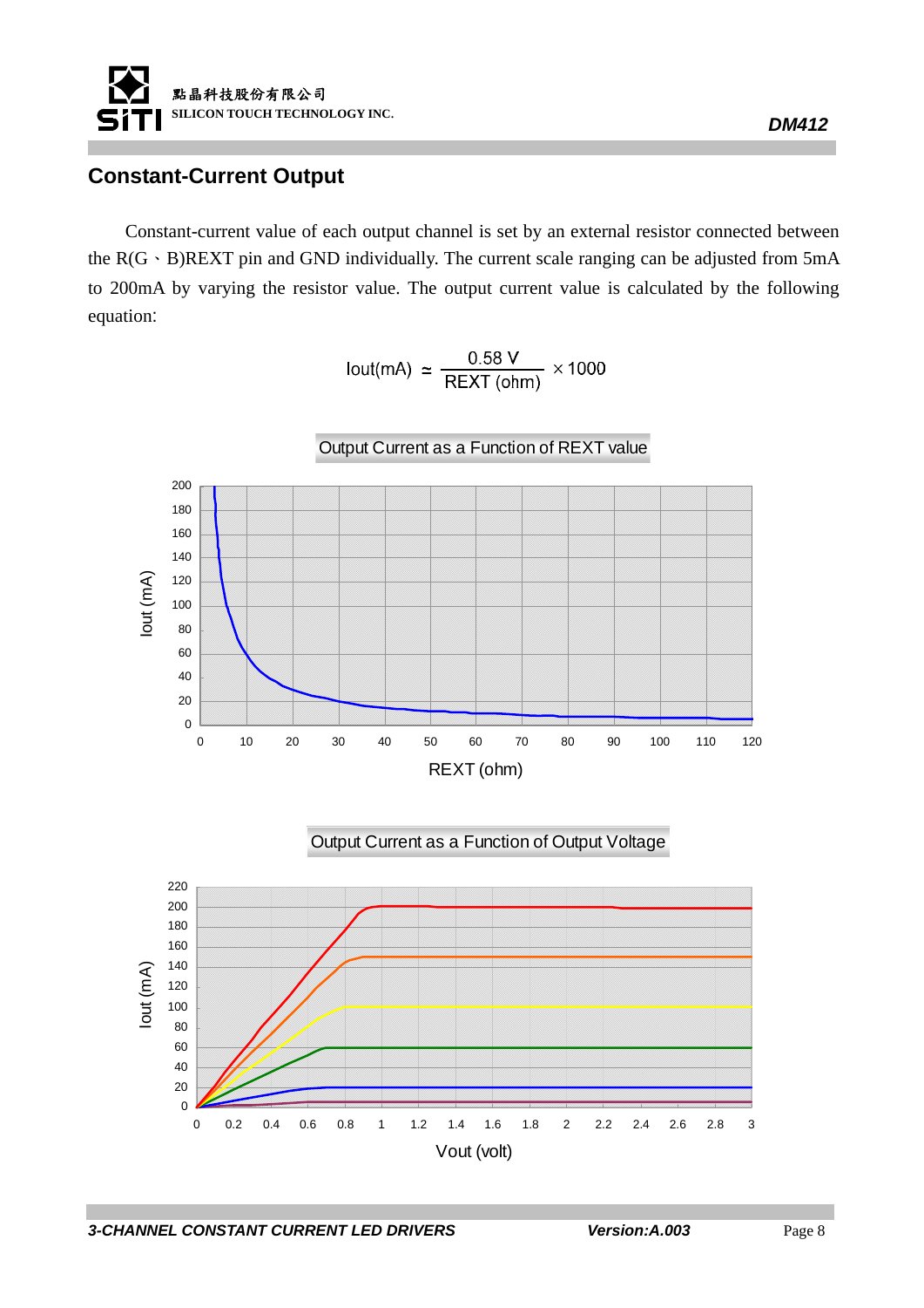## Constant-Current Output

Constant-current value of each output channel is set by an external resistor connected between the R(G、B)REXT pin and GND individually. The current scale ranging can be adjusted from 5mA to 200mA by varying the resistor value. The output current value is calculated by the following equation:

$$\text{Iout(mA)} \simeq \frac{0.58\text{ V}}{\text{REXT (ohm)}} \times 1000$$

Output Current as a Function of REXT value

Output Current as a Function of Output Voltage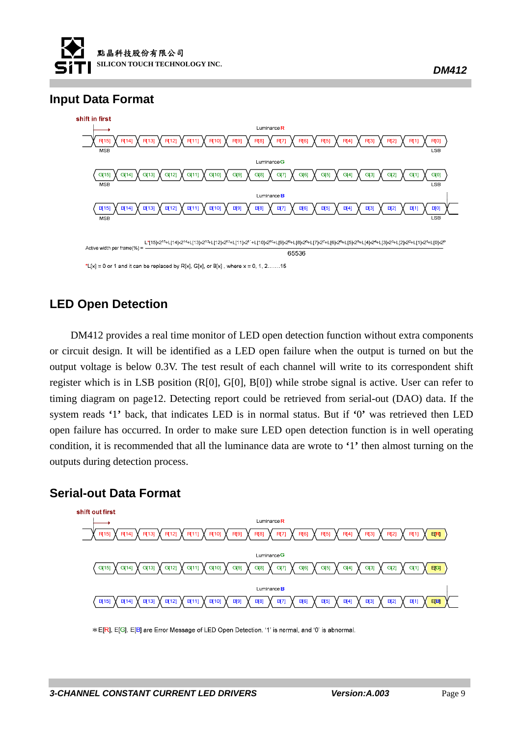## Input Data Format

shift in first

Luminance R

| R[15] | R[14] | R[13] | R[12] | R[11] | R[10] | R[9] | R[8] | R[7] | R[6] | R[5] | R[4] | R[3] | R[2] | R[1] | R[0] |
|---|---|---|---|---|---|---|---|---|---|---|---|---|---|---|---|
| MSB | | | | | | | | | | | | | | | LSB |

Luminance G

| G[15] | G[14] | G[13] | G[12] | G[11] | G[10] | G[9] | G[8] | G[7] | G[6] | G[5] | G[4] | G[3] | G[2] | G[1] | G[0] |
|---|---|---|---|---|---|---|---|---|---|---|---|---|---|---|---|
| MSB | | | | | | | | | | | | | | | LSB |

Luminance B

| B[15] | B[14] | B[13] | B[12] | B[11] | B[10] | B[9] | B[8] | B[7] | B[6] | B[5] | B[4] | B[3] | B[2] | B[1] | B[0] |
|---|---|---|---|---|---|---|---|---|---|---|---|---|---|---|---|
| MSB | | | | | | | | | | | | | | | LSB |

$$\text{Active width per frame(\%)} = \frac{L^*[15]\times2^{15}+L[14]\times2^{14}+L[13]\times2^{13}+L[12]\times2^{12}+L[11]\times2^{11}+L[10]\times2^{10}+L[9]\times2^{9}+L[8]\times2^{8}+L[7]\times2^{7}+L[6]\times2^{6}+L[5]\times2^{5}+L[4]\times2^{4}+L[3]\times2^{3}+L[2]\times2^{2}+L[1]\times2^{1}+L[0]\times2^{0}}{65536}$$

*L[x] = 0 or 1 and it can be replaced by R[x], G[x], or B[x] , where x = 0, 1, 2.......15

## LED Open Detection

DM412 provides a real time monitor of LED open detection function without extra components or circuit design. It will be identified as a LED open failure when the output is turned on but the output voltage is below 0.3V. The test result of each channel will write to its correspondent shift register which is in LSB position (R[0], G[0], B[0]) while strobe signal is active. User can refer to timing diagram on page12. Detecting report could be retrieved from serial-out (DAO) data. If the system reads '1' back, that indicates LED is in normal status. But if '0' was retrieved then LED open failure has occurred. In order to make sure LED open detection function is in well operating condition, it is recommended that all the luminance data are wrote to '1' then almost turning on the outputs during detection process.

## Serial-out Data Format

shift out first

Luminance R

| R[15] | R[14] | R[13] | R[12] | R[11] | R[10] | R[9] | R[8] | R[7] | R[6] | R[5] | R[4] | R[3] | R[2] | R[1] | E[R] |
|---|---|---|---|---|---|---|---|---|---|---|---|---|---|---|---|

Luminance G

| G[15] | G[14] | G[13] | G[12] | G[11] | G[10] | G[9] | G[8] | G[7] | G[6] | G[5] | G[4] | G[3] | G[2] | G[1] | E[G] |
|---|---|---|---|---|---|---|---|---|---|---|---|---|---|---|---|

Luminance B

| B[15] | B[14] | B[13] | B[12] | B[11] | B[10] | B[9] | B[8] | B[7] | B[6] | B[5] | B[4] | B[3] | B[2] | B[1] | E[B] |
|---|---|---|---|---|---|---|---|---|---|---|---|---|---|---|---|

*E[R], E[G], E[B] are Error Message of LED Open Detection. '1' is normal, and '0' is abnormal.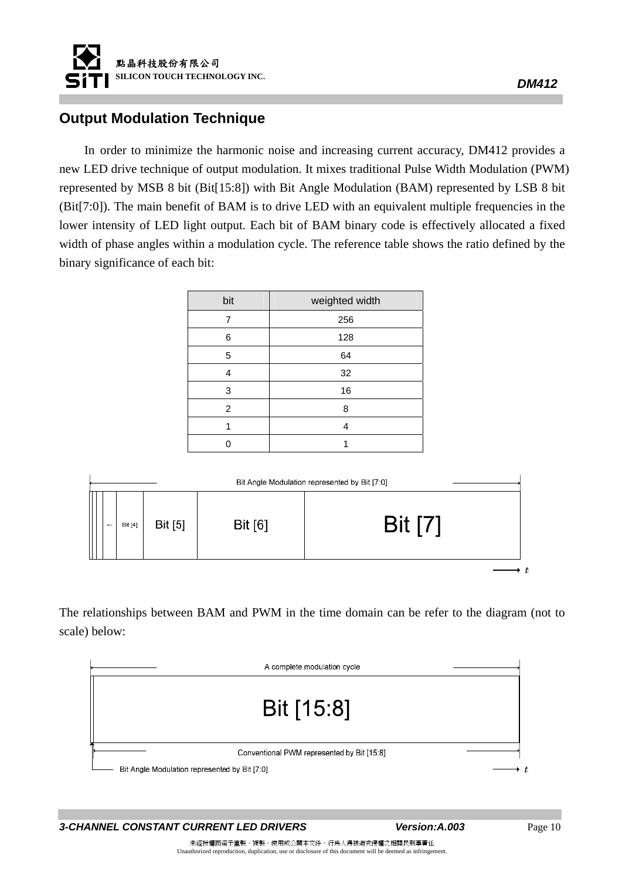## Output Modulation Technique

In order to minimize the harmonic noise and increasing current accuracy, DM412 provides a new LED drive technique of output modulation. It mixes traditional Pulse Width Modulation (PWM) represented by MSB 8 bit (Bit[15:8]) with Bit Angle Modulation (BAM) represented by LSB 8 bit (Bit[7:0]). The main benefit of BAM is to drive LED with an equivalent multiple frequencies in the lower intensity of LED light output. Each bit of BAM binary code is effectively allocated a fixed width of phase angles within a modulation cycle. The reference table shows the ratio defined by the binary significance of each bit:

| bit | weighted width |
|---|---|
| 7 | 256 |
| 6 | 128 |
| 5 | 64 |
| 4 | 32 |
| 3 | 16 |
| 2 | 8 |
| 1 | 4 |
| 0 | 1 |

Bit Angle Modulation represented by Bit [7:0]

| ... | Bit [4] | Bit [5] | Bit [6] | Bit [7] |
|---|---|---|---|---|

The relationships between BAM and PWM in the time domain can be refer to the diagram (not to scale) below:

A complete modulation cycle

Bit [15:8]

Conventional PWM represented by Bit [15:8]

Bit Angle Modulation represented by Bit [7:0]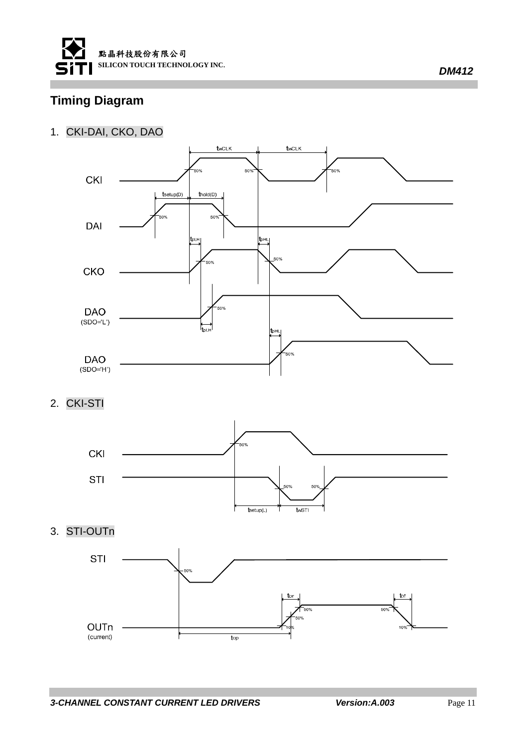## Timing Diagram

1. CKI-DAI, CKO, DAO

2. CKI-STI

3. STI-OUTn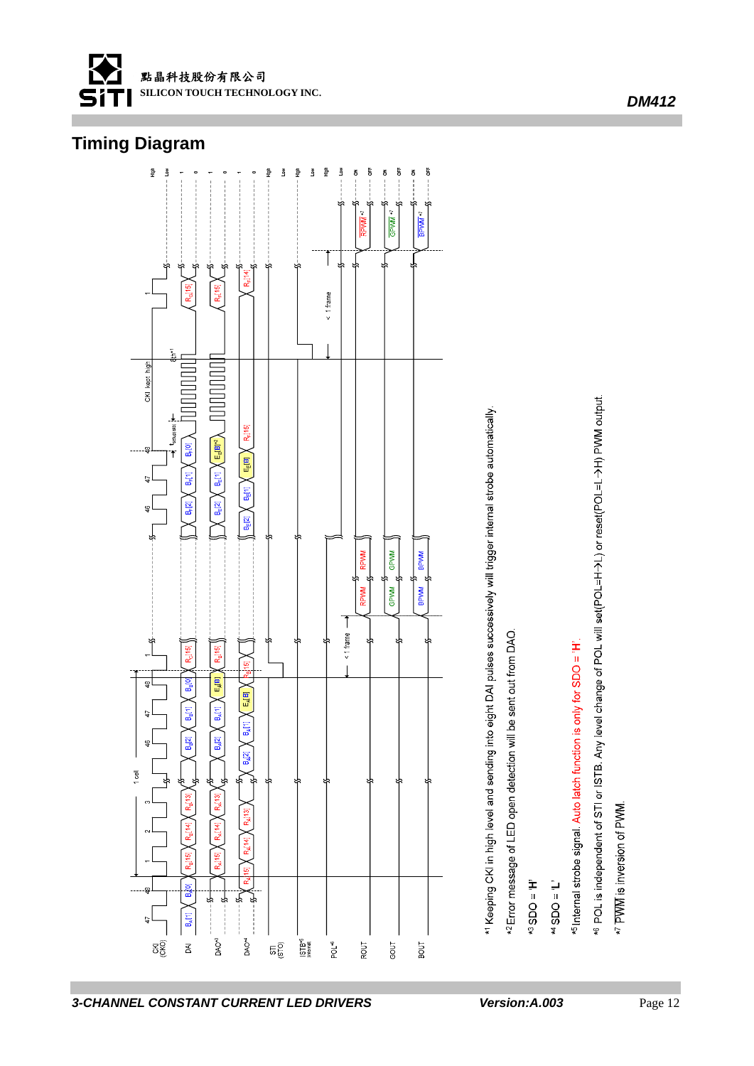## Timing Diagram

*1 Keeping CKI in high level and sending into eight DAI pulses successively will trigger internal strobe automatically.

*2 Error message of LED open detection will be sent out from DAO.

*3 SDO = 'H'

*4 SDO = 'L'

*5 Internal strobe signal. Auto latch function is only for SDO = 'H'.

*6 POL is independent of STI or ISTB. Any level change of POL will set(POL=H→L) or reset(POL=L→H) PWM output.

*7 $\overline{\text{PWM}}$ is inversion of PWM.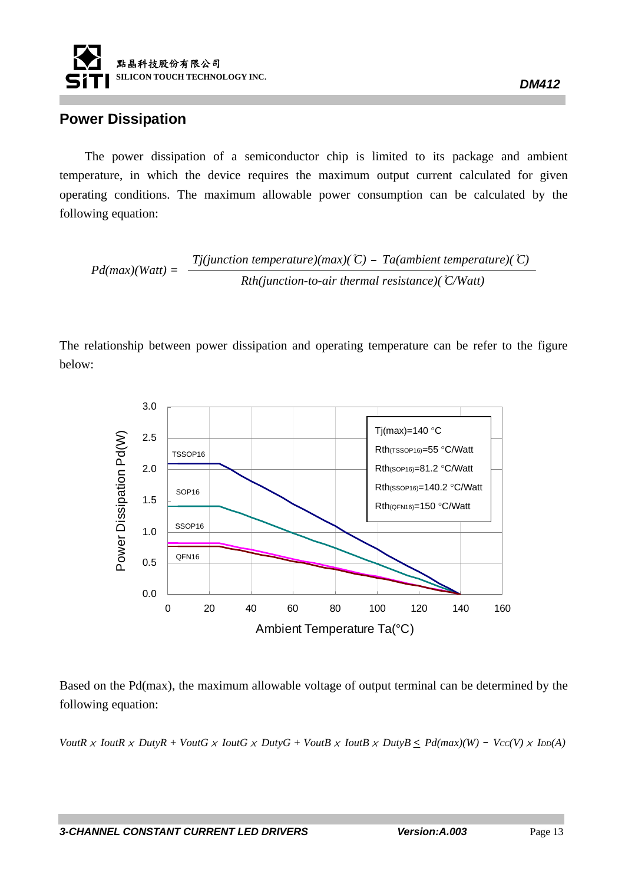## Power Dissipation

The power dissipation of a semiconductor chip is limited to its package and ambient temperature, in which the device requires the maximum output current calculated for given operating conditions. The maximum allowable power consumption can be calculated by the following equation:

$$Pd(max)(Watt) = \frac{Tj(junction\ temperature)(max)(^{\circ}C) - Ta(ambient\ temperature)(^{\circ}C)}{Rth(junction\text{-}to\text{-}air\ thermal\ resistance)(^{\circ}C/Watt)}$$

The relationship between power dissipation and operating temperature can be refer to the figure below:

Based on the Pd(max), the maximum allowable voltage of output terminal can be determined by the following equation:

$$VoutR \times IoutR \times DutyR + VoutG \times IoutG \times DutyG + VoutB \times IoutB \times DutyB \leq Pd(max)(W) - V_{CC}(V) \times I_{DD}(A)$$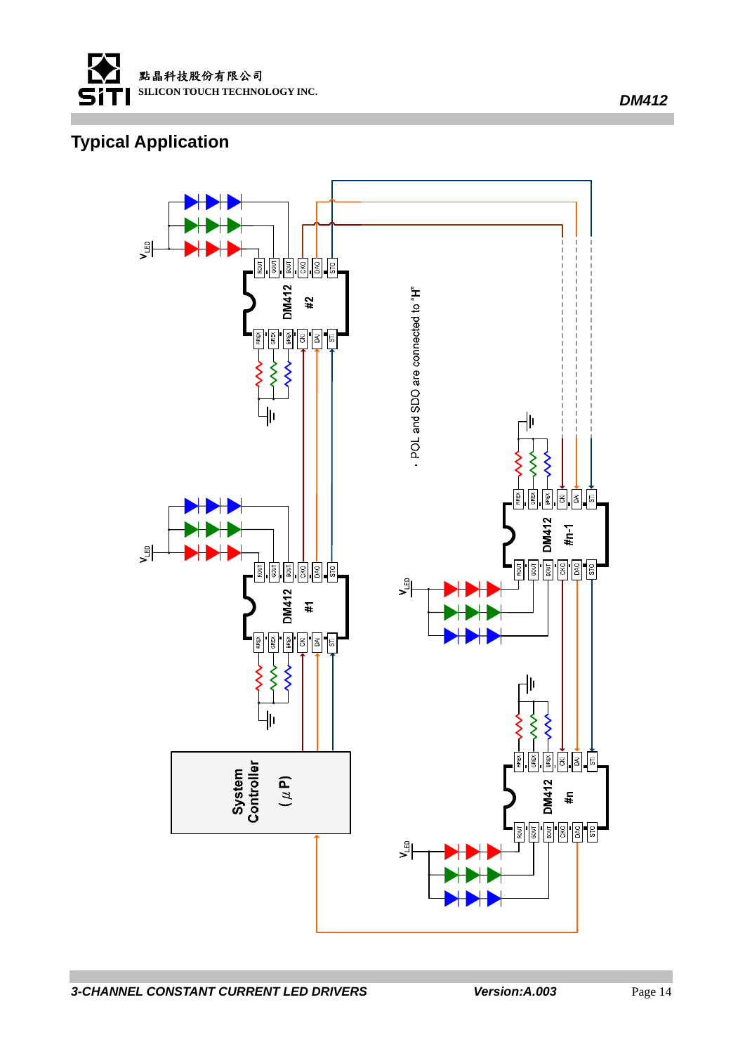## Typical Application

· POL and SDO are connected to "H"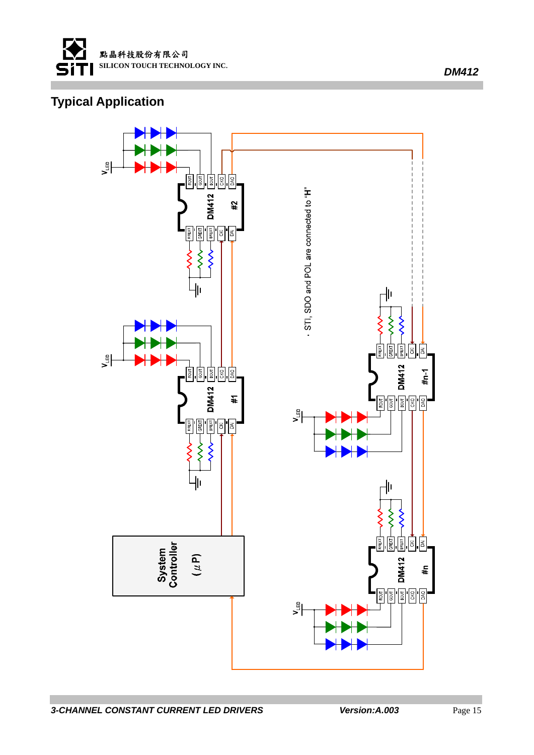## Typical Application

· STI, SDO and POL are connected to "H"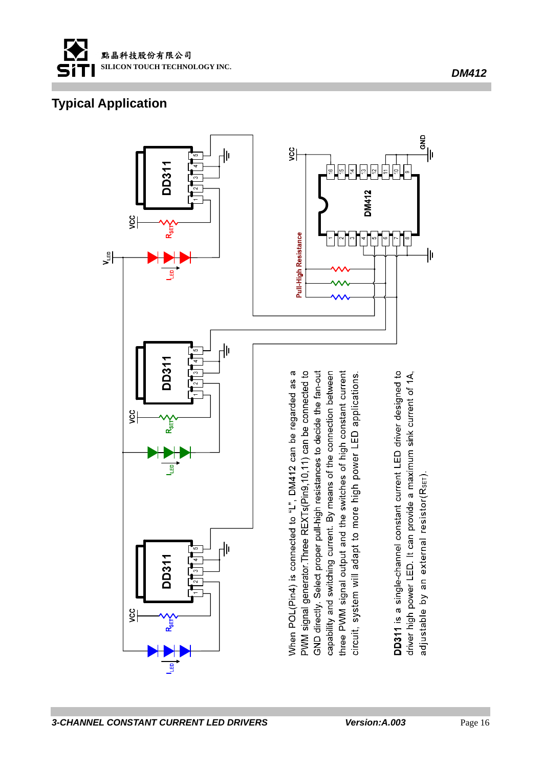## Typical Application

When POL(Pin4) is connected to "L", DM412 can be regarded as a PWM signal generator.Three REXTs(Pin9,10,11) can be connected to GND directly. Select proper pull-high resistances to decide the fan-out capability and switching current. By means of the connection between three PWM signal output and the switches of high constant current circuit, system will adapt to more high power LED applications.

**DD311** is a single-channel constant current LED driver designed to driver high power LED. It can provide a maximum sink current of 1A, adjustable by an external resistor($R_{SET}$).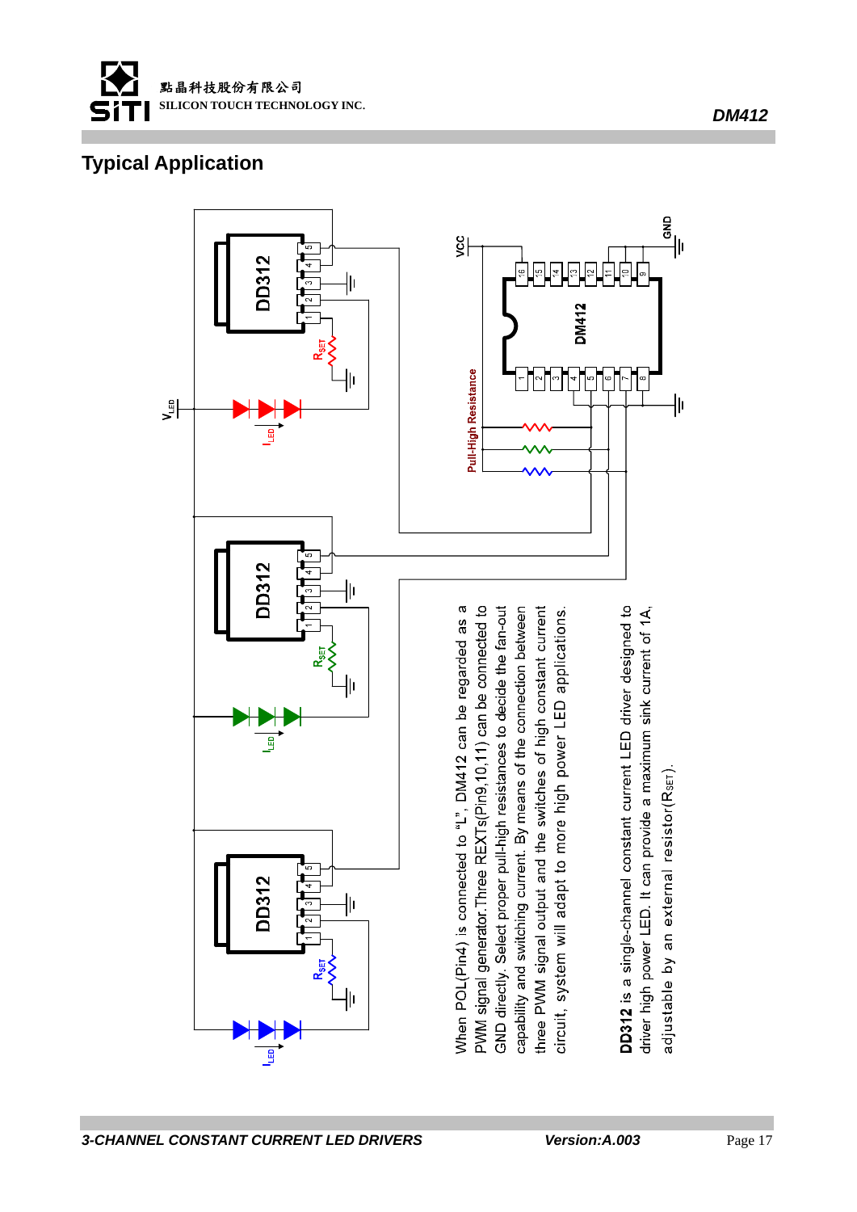## Typical Application

When POL(Pin4) is connected to "L", DM412 can be regarded as a PWM signal generator.Three REXTs(Pin9,10,11) can be connected to GND directly. Select proper pull-high resistances to decide the fan-out capability and switching current. By means of the connection between three PWM signal output and the switches of high constant current circuit, system will adapt to more high power LED applications.

**DD312** is a single-channel constant current LED driver designed to driver high power LED. It can provide a maximum sink current of 1A, adjustable by an external resistor($R_{SET}$).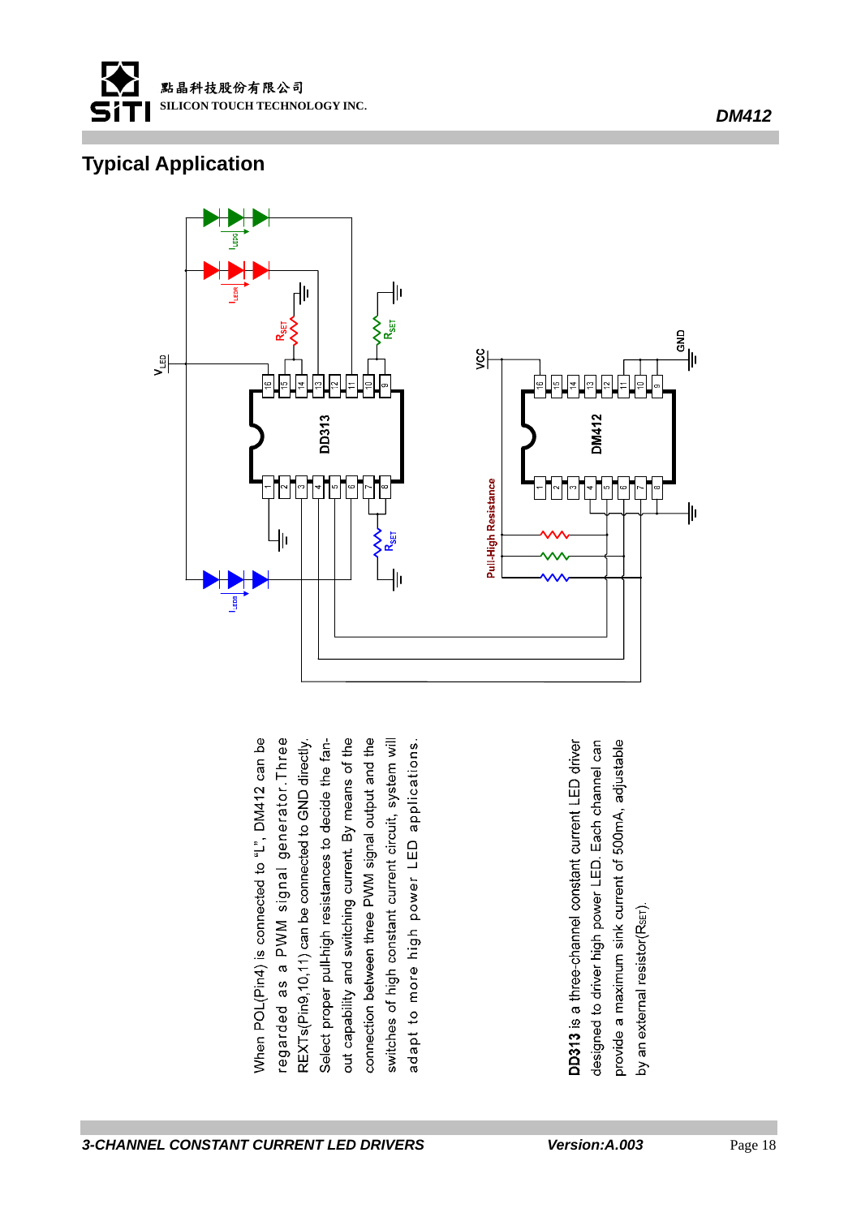## Typical Application

When POL(Pin4) is connected to "L", DM412 can be regarded as a PWM signal generator. Three REXTs(Pin9,10,11) can be connected to GND directly. Select proper pull-high resistances to decide the fan-out capability and switching current. By means of the connection between three PWM signal output and the switches of high constant current circuit, system will adapt to more high power LED applications.

**DD313** is a three-channel constant current LED driver designed to driver high power LED. Each channel can provide a maximum sink current of 500mA, adjustable by an external resistor($R_{SET}$).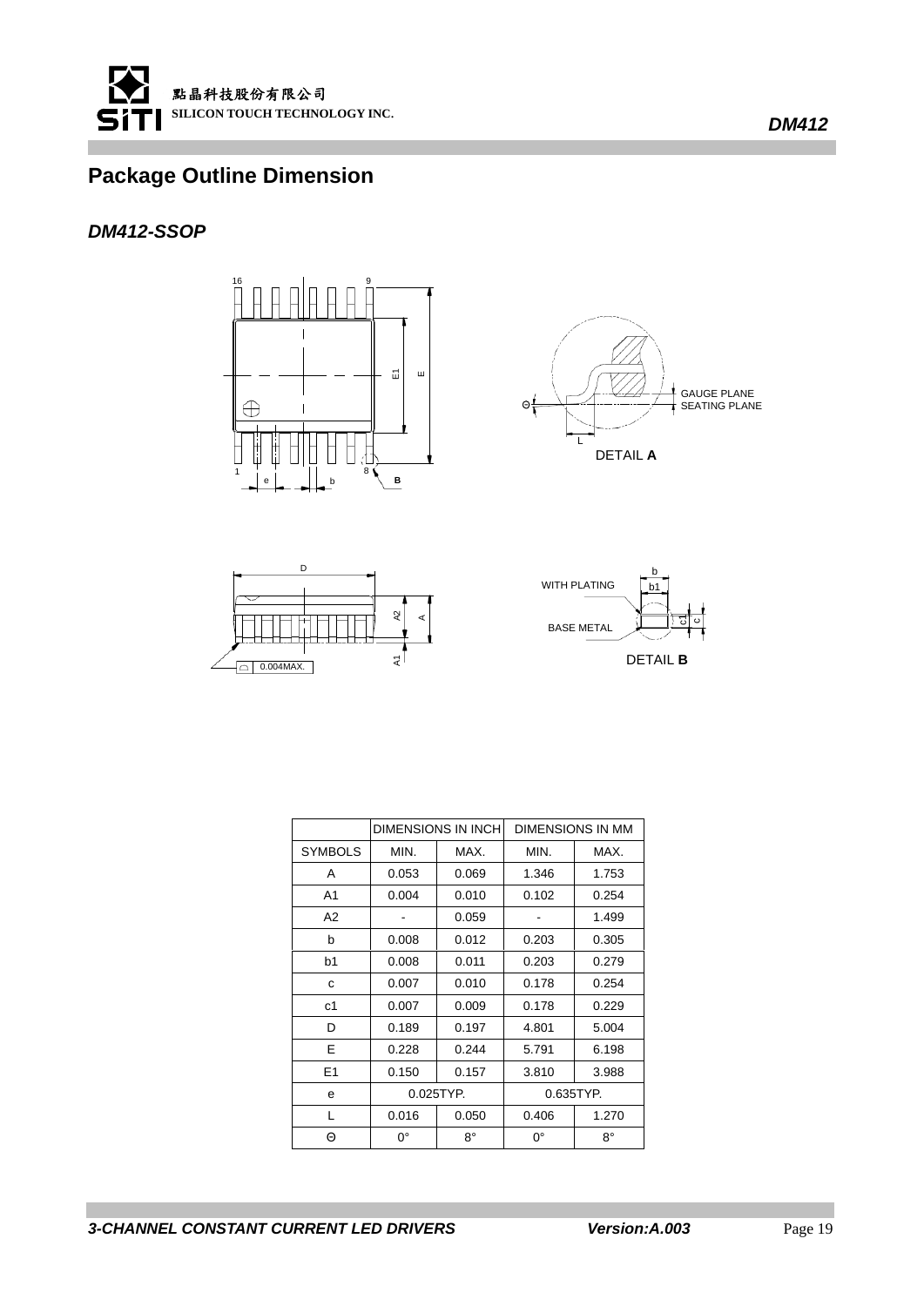# Package Outline Dimension

## *DM412-SSOP*

| | DIMENSIONS IN INCH | | DIMENSIONS IN MM | |
|---|---|---|---|---|
| SYMBOLS | MIN. | MAX. | MIN. | MAX. |
| A | 0.053 | 0.069 | 1.346 | 1.753 |
| A1 | 0.004 | 0.010 | 0.102 | 0.254 |
| A2 | - | 0.059 | - | 1.499 |
| b | 0.008 | 0.012 | 0.203 | 0.305 |
| b1 | 0.008 | 0.011 | 0.203 | 0.279 |
| c | 0.007 | 0.010 | 0.178 | 0.254 |
| c1 | 0.007 | 0.009 | 0.178 | 0.229 |
| D | 0.189 | 0.197 | 4.801 | 5.004 |
| E | 0.228 | 0.244 | 5.791 | 6.198 |
| E1 | 0.150 | 0.157 | 3.810 | 3.988 |
| e | 0.025TYP. | | 0.635TYP. | |
| L | 0.016 | 0.050 | 0.406 | 1.270 |
| Θ | 0° | 8° | 0° | 8° |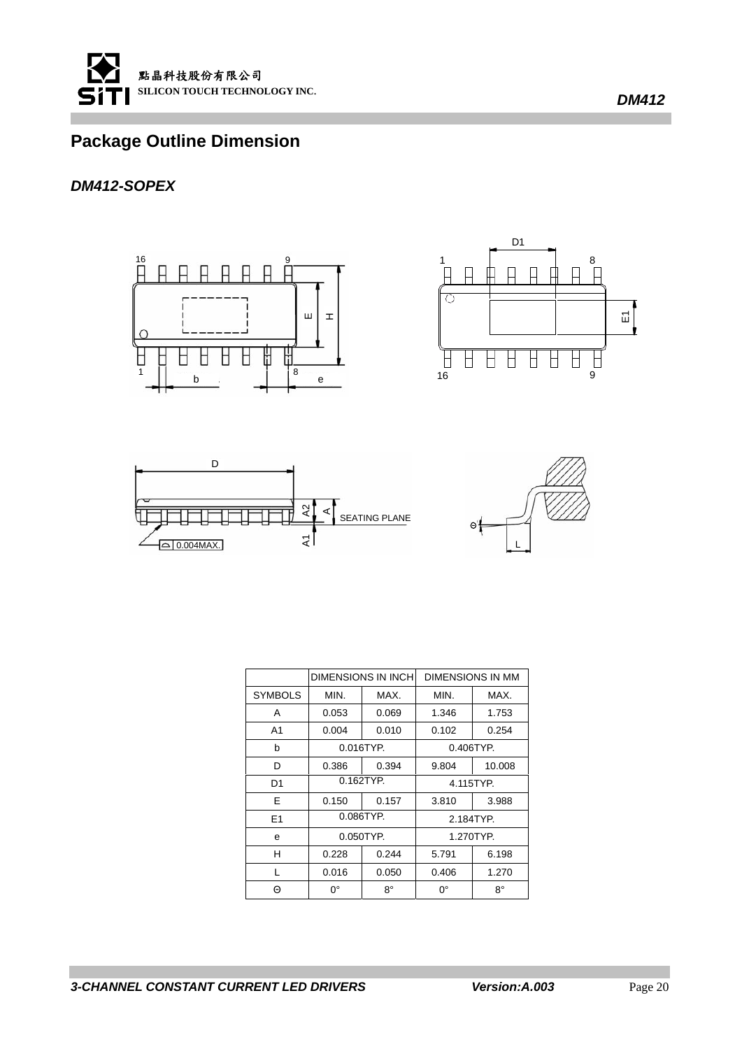# Package Outline Dimension

## *DM412-SOPEX*

| | DIMENSIONS IN INCH | | DIMENSIONS IN MM | |
|---|---|---|---|---|
| SYMBOLS | MIN. | MAX. | MIN. | MAX. |
| A | 0.053 | 0.069 | 1.346 | 1.753 |
| A1 | 0.004 | 0.010 | 0.102 | 0.254 |
| b | 0.016TYP. | | 0.406TYP. | |
| D | 0.386 | 0.394 | 9.804 | 10.008 |
| D1 | 0.162TYP. | | 4.115TYP. | |
| E | 0.150 | 0.157 | 3.810 | 3.988 |
| E1 | 0.086TYP. | | 2.184TYP. | |
| e | 0.050TYP. | | 1.270TYP. | |
| H | 0.228 | 0.244 | 5.791 | 6.198 |
| L | 0.016 | 0.050 | 0.406 | 1.270 |
| Θ | 0° | 8° | 0° | 8° |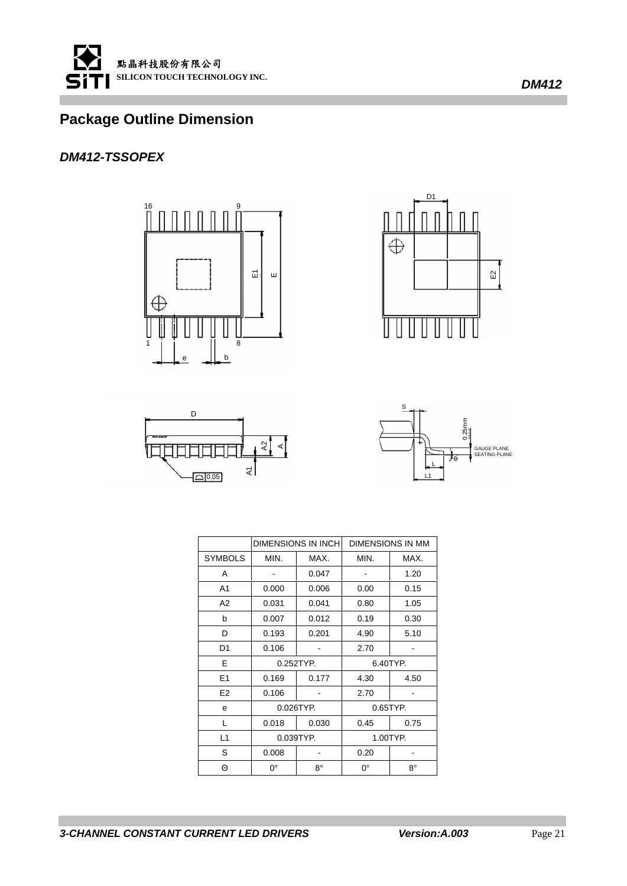## Package Outline Dimension

### *DM412-TSSOPEX*

| | DIMENSIONS IN INCH | | DIMENSIONS IN MM | |
|---|---|---|---|---|
| SYMBOLS | MIN. | MAX. | MIN. | MAX. |
| A | - | 0.047 | - | 1.20 |
| A1 | 0.000 | 0.006 | 0.00 | 0.15 |
| A2 | 0.031 | 0.041 | 0.80 | 1.05 |
| b | 0.007 | 0.012 | 0.19 | 0.30 |
| D | 0.193 | 0.201 | 4.90 | 5.10 |
| D1 | 0.106 | - | 2.70 | - |
| E | 0.252TYP. | | 6.40TYP. | |
| E1 | 0.169 | 0.177 | 4.30 | 4.50 |
| E2 | 0.106 | - | 2.70 | - |
| e | 0.026TYP. | | 0.65TYP. | |
| L | 0.018 | 0.030 | 0.45 | 0.75 |
| L1 | 0.039TYP. | | 1.00TYP. | |
| S | 0.008 | - | 0.20 | - |
| Θ | 0° | 8° | 0° | 8° |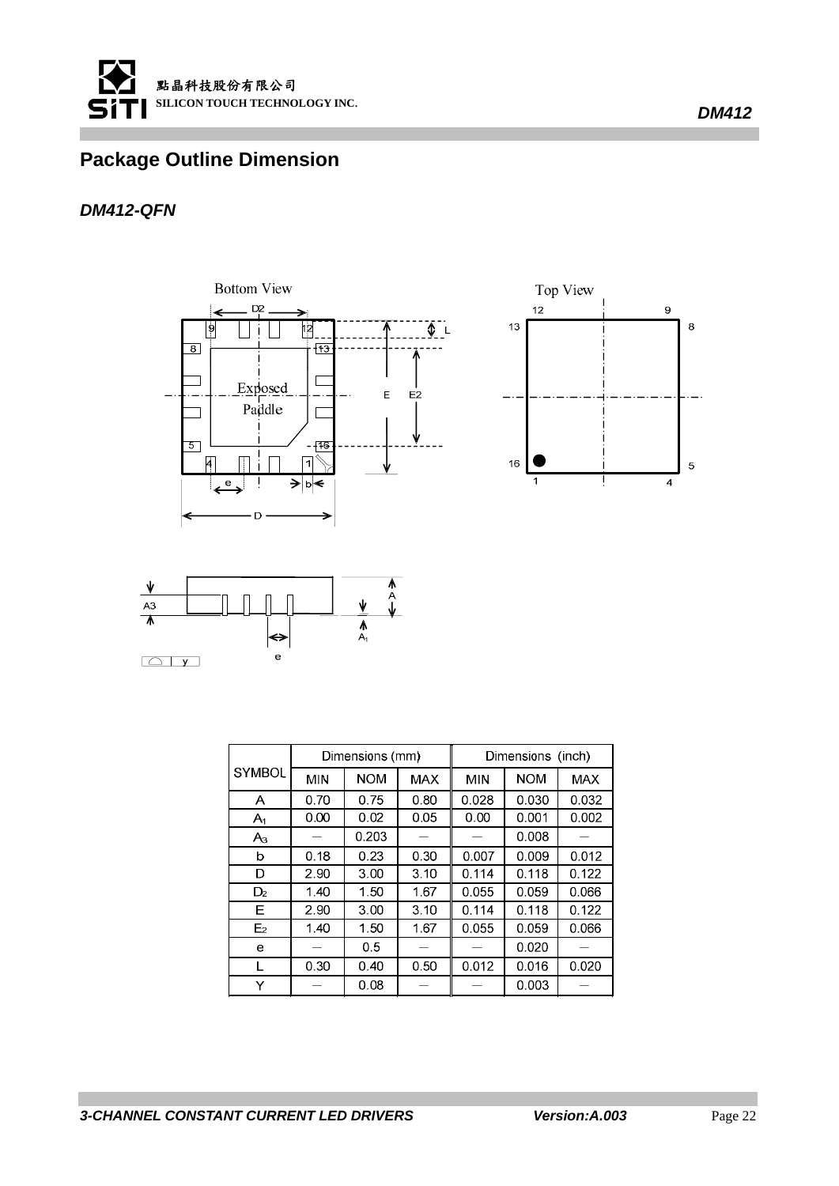## Package Outline Dimension

### *DM412-QFN*

| SYMBOL | Dimensions (mm) | | | Dimensions (inch) | | |
|---|---|---|---|---|---|---|
| | MIN | NOM | MAX | MIN | NOM | MAX |
| A | 0.70 | 0.75 | 0.80 | 0.028 | 0.030 | 0.032 |
| $A_1$ | 0.00 | 0.02 | 0.05 | 0.00 | 0.001 | 0.002 |
| $A_3$ | — | 0.203 | — | — | 0.008 | — |
| b | 0.18 | 0.23 | 0.30 | 0.007 | 0.009 | 0.012 |
| D | 2.90 | 3.00 | 3.10 | 0.114 | 0.118 | 0.122 |
| $D_2$ | 1.40 | 1.50 | 1.67 | 0.055 | 0.059 | 0.066 |
| E | 2.90 | 3.00 | 3.10 | 0.114 | 0.118 | 0.122 |
| $E_2$ | 1.40 | 1.50 | 1.67 | 0.055 | 0.059 | 0.066 |
| e | — | 0.5 | — | — | 0.020 | — |
| L | 0.30 | 0.40 | 0.50 | 0.012 | 0.016 | 0.020 |
| Y | — | 0.08 | — | — | 0.003 | — |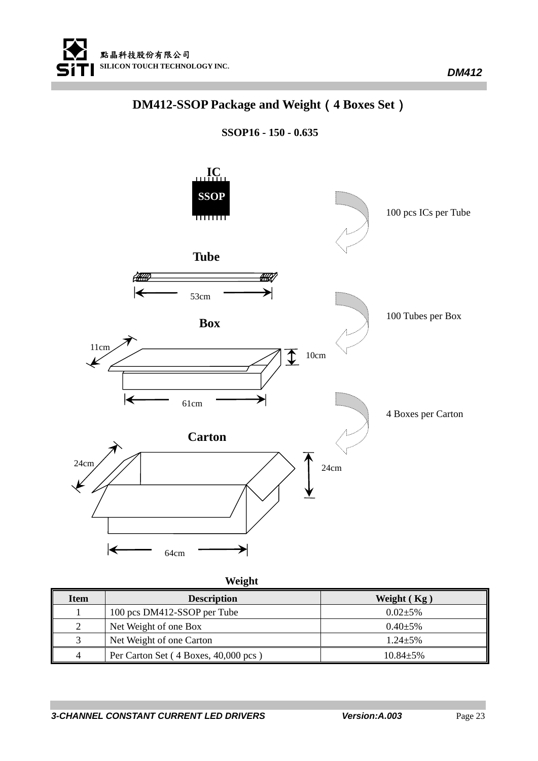# DM412-SSOP Package and Weight（4 Boxes Set）

**SSOP16 - 150 - 0.635**

**IC**

SSOP

100 pcs ICs per Tube

**Tube**

53cm

100 Tubes per Box

**Box**

11cm

10cm

61cm

4 Boxes per Carton

**Carton**

24cm

24cm

64cm

**Weight**

| Item | Description | Weight ( Kg ) |
|---|---|---|
| 1 | 100 pcs DM412-SSOP per Tube | 0.02±5% |
| 2 | Net Weight of one Box | 0.40±5% |
| 3 | Net Weight of one Carton | 1.24±5% |
| 4 | Per Carton Set ( 4 Boxes, 40,000 pcs ) | 10.84±5% |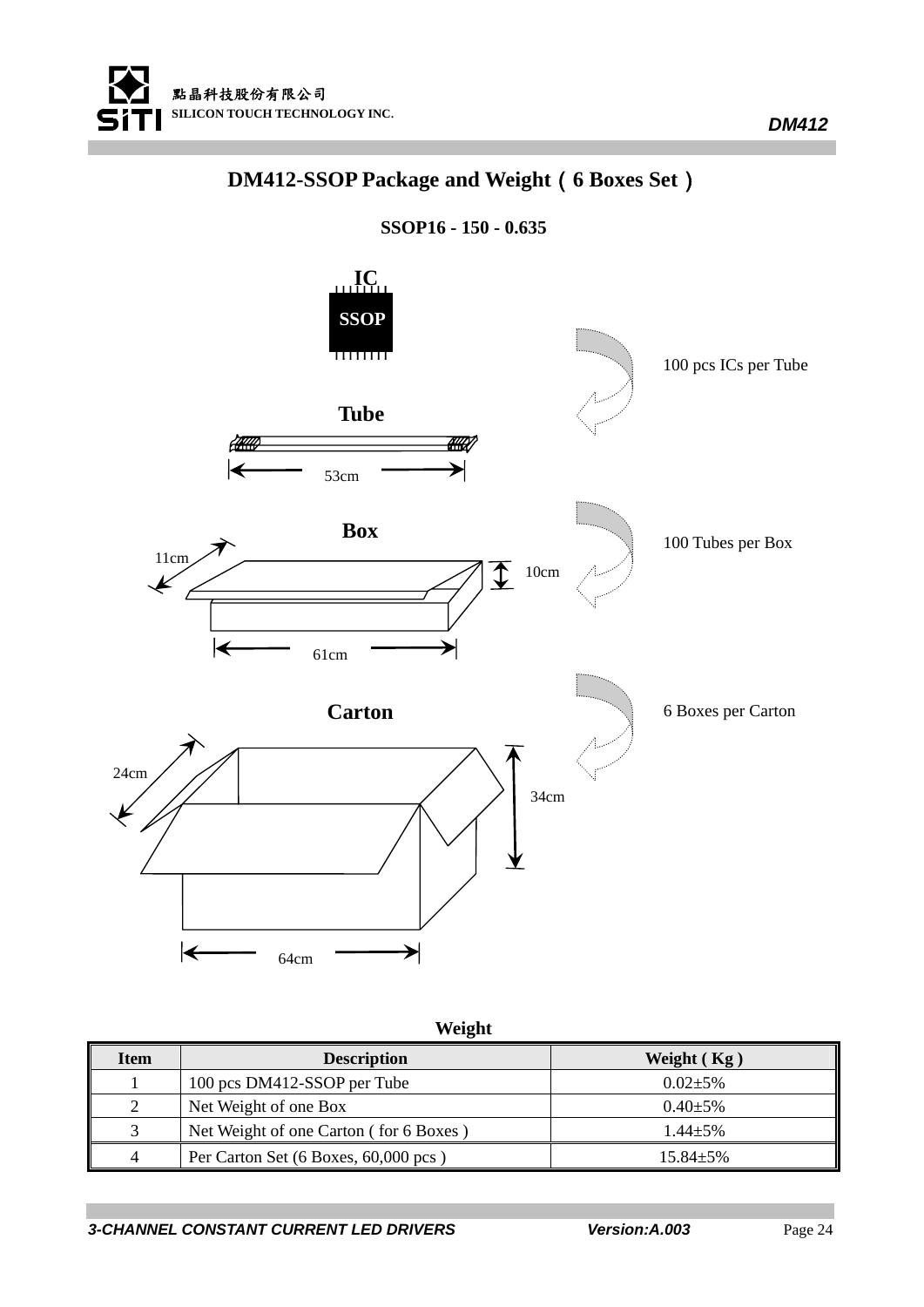# DM412-SSOP Package and Weight（6 Boxes Set）

**SSOP16 - 150 - 0.635**

**IC**

SSOP

100 pcs ICs per Tube

**Tube**

53cm

**Box**

11cm

10cm

61cm

100 Tubes per Box

**Carton**

24cm

34cm

64cm

6 Boxes per Carton

**Weight**

| Item | Description | Weight ( Kg ) |
|---|---|---|
| 1 | 100 pcs DM412-SSOP per Tube | 0.02±5% |
| 2 | Net Weight of one Box | 0.40±5% |
| 3 | Net Weight of one Carton ( for 6 Boxes ) | 1.44±5% |
| 4 | Per Carton Set (6 Boxes, 60,000 pcs ) | 15.84±5% |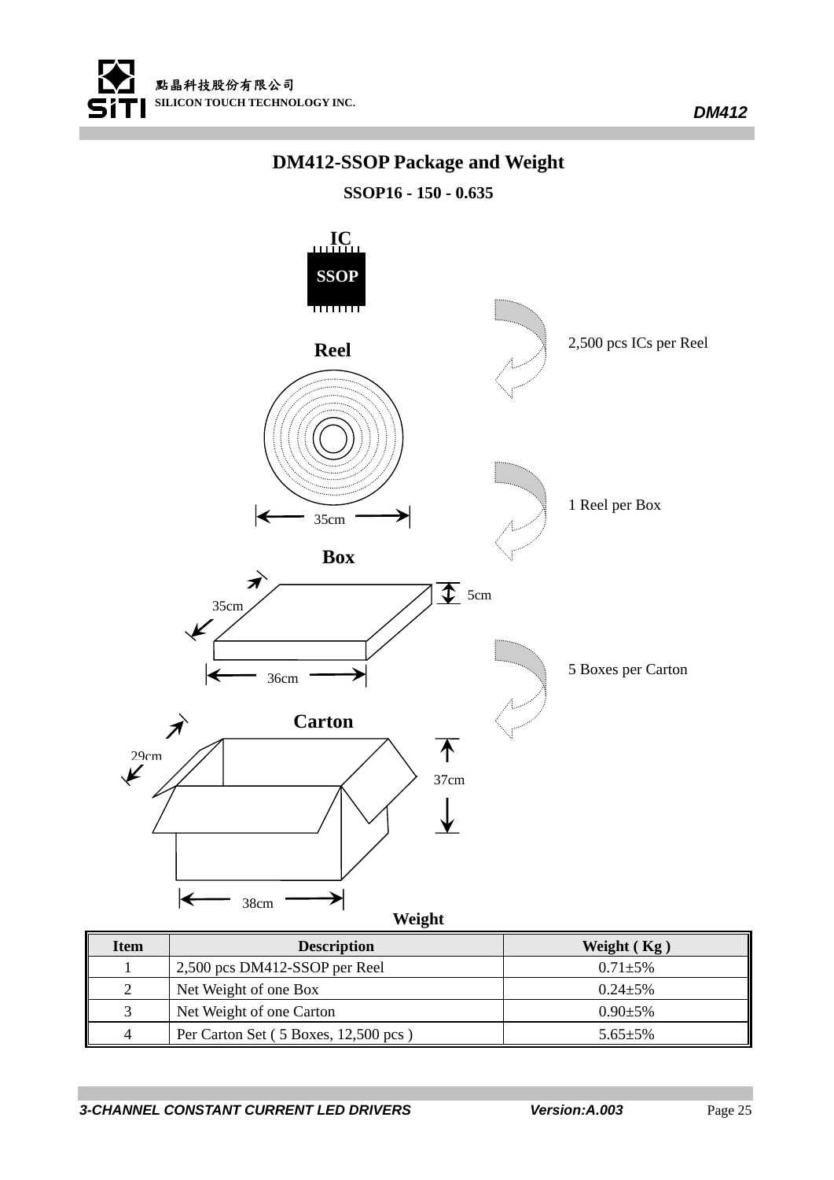# DM412-SSOP Package and Weight

**SSOP16 - 150 - 0.635**

**IC**

SSOP

**Reel**

2,500 pcs ICs per Reel

35cm

1 Reel per Box

**Box**

35cm

5cm

36cm

5 Boxes per Carton

**Carton**

29cm

37cm

38cm

**Weight**

| Item | Description | Weight ( Kg ) |
|---|---|---|
| 1 | 2,500 pcs DM412-SSOP per Reel | 0.71±5% |
| 2 | Net Weight of one Box | 0.24±5% |
| 3 | Net Weight of one Carton | 0.90±5% |
| 4 | Per Carton Set ( 5 Boxes, 12,500 pcs ) | 5.65±5% |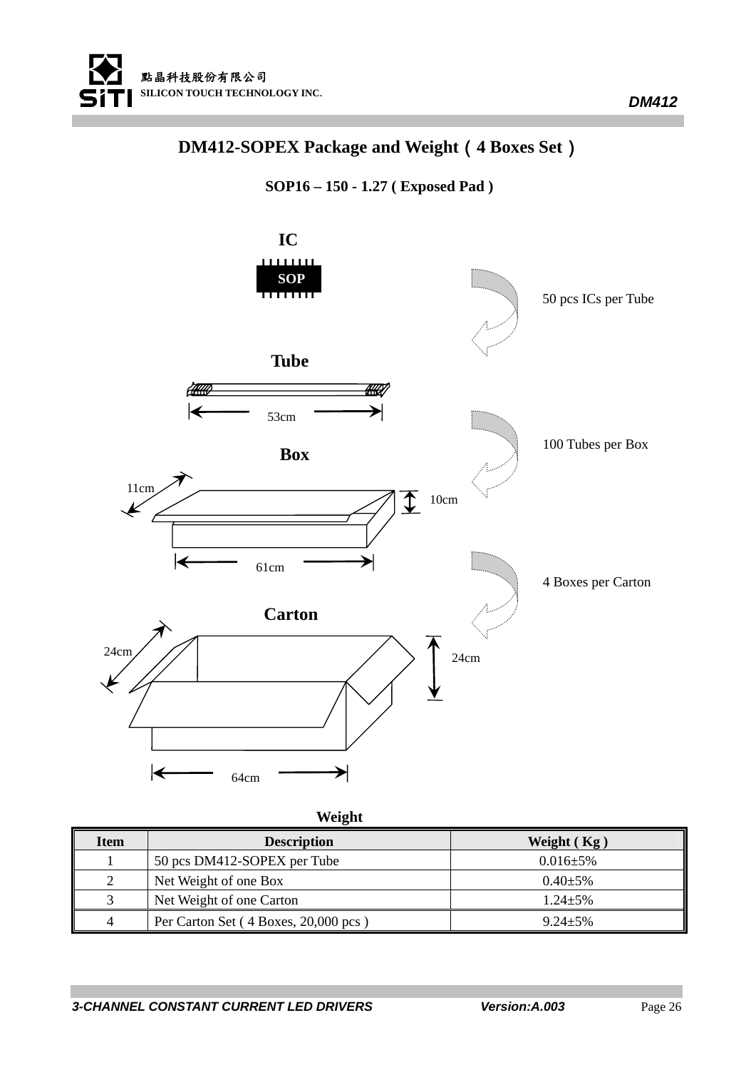## DM412-SOPEX Package and Weight（4 Boxes Set）

**SOP16 – 150 - 1.27 ( Exposed Pad )**

**IC**

SOP

50 pcs ICs per Tube

**Tube**

53cm

100 Tubes per Box

**Box**

11cm

10cm

61cm

4 Boxes per Carton

**Carton**

24cm

24cm

64cm

**Weight**

| Item | Description | Weight ( Kg ) |
|---|---|---|
| 1 | 50 pcs DM412-SOPEX per Tube | 0.016±5% |
| 2 | Net Weight of one Box | 0.40±5% |
| 3 | Net Weight of one Carton | 1.24±5% |
| 4 | Per Carton Set ( 4 Boxes, 20,000 pcs ) | 9.24±5% |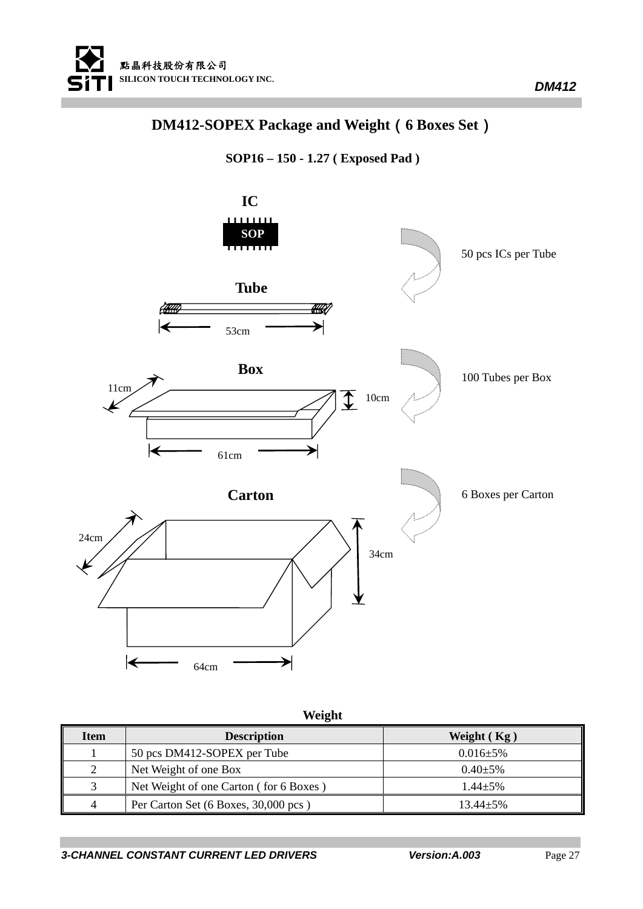## DM412-SOPEX Package and Weight（6 Boxes Set）

**SOP16 – 150 - 1.27 ( Exposed Pad )**

**IC**

SOP

50 pcs ICs per Tube

**Tube**

53cm

**Box**

11cm

10cm

61cm

100 Tubes per Box

**Carton**

24cm

34cm

64cm

6 Boxes per Carton

**Weight**

| Item | Description | Weight ( Kg ) |
|---|---|---|
| 1 | 50 pcs DM412-SOPEX per Tube | 0.016±5% |
| 2 | Net Weight of one Box | 0.40±5% |
| 3 | Net Weight of one Carton ( for 6 Boxes ) | 1.44±5% |
| 4 | Per Carton Set (6 Boxes, 30,000 pcs ) | 13.44±5% |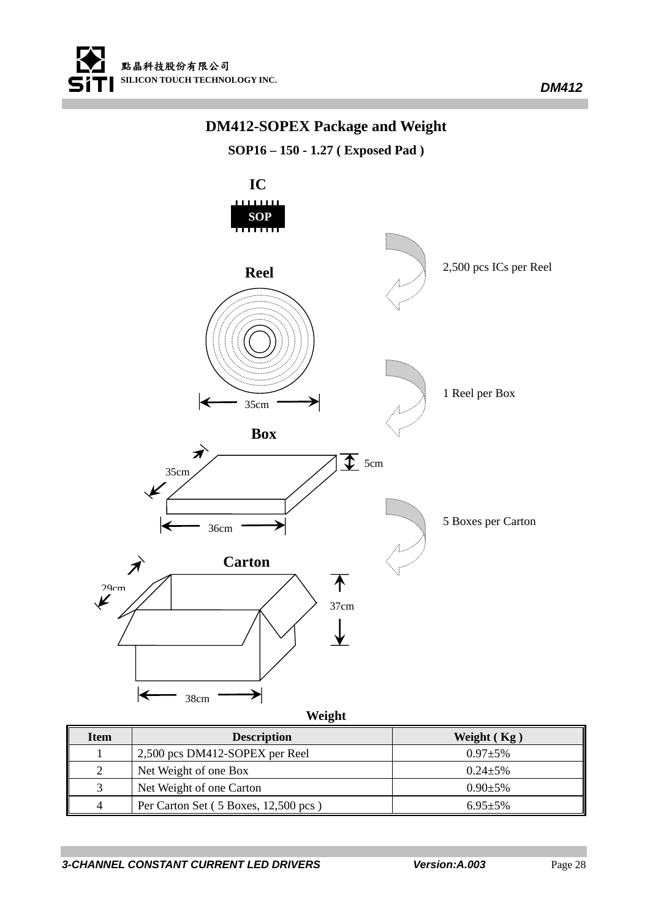# DM412-SOPEX Package and Weight

**SOP16 – 150 - 1.27 ( Exposed Pad )**

**IC**

SOP

**Reel**

2,500 pcs ICs per Reel

35cm

1 Reel per Box

**Box**

35cm

5cm

36cm

5 Boxes per Carton

**Carton**

29cm

37cm

38cm

**Weight**

| Item | Description | Weight ( Kg ) |
|---|---|---|
| 1 | 2,500 pcs DM412-SOPEX per Reel | 0.97±5% |
| 2 | Net Weight of one Box | 0.24±5% |
| 3 | Net Weight of one Carton | 0.90±5% |
| 4 | Per Carton Set ( 5 Boxes, 12,500 pcs ) | 6.95±5% |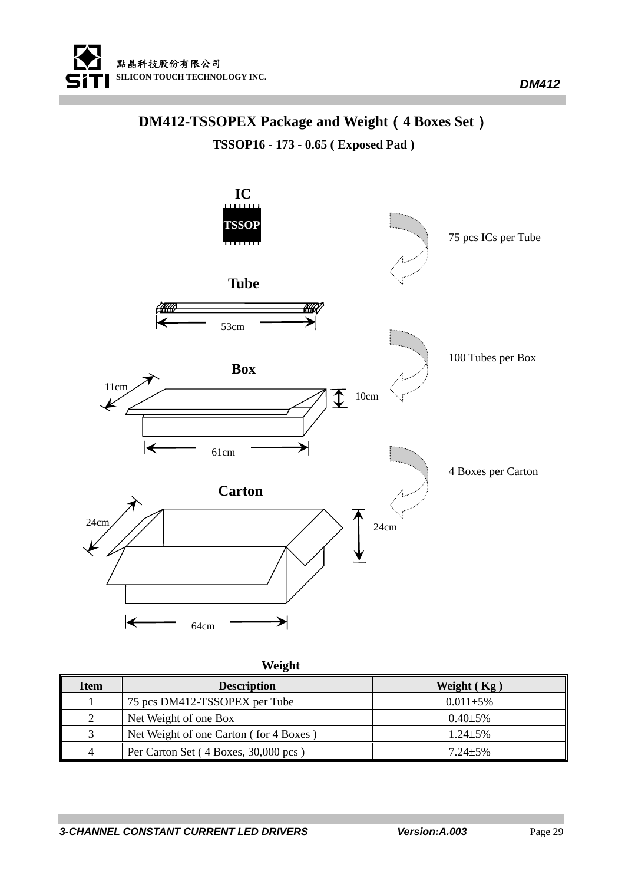## DM412-TSSOPEX Package and Weight（4 Boxes Set）

**TSSOP16 - 173 - 0.65 ( Exposed Pad )**

**IC**

TSSOP

75 pcs ICs per Tube

**Tube**

53cm

100 Tubes per Box

**Box**

11cm

10cm

61cm

4 Boxes per Carton

**Carton**

24cm

24cm

64cm

**Weight**

| Item | Description | Weight ( Kg ) |
|---|---|---|
| 1 | 75 pcs DM412-TSSOPEX per Tube | 0.011±5% |
| 2 | Net Weight of one Box | 0.40±5% |
| 3 | Net Weight of one Carton ( for 4 Boxes ) | 1.24±5% |
| 4 | Per Carton Set ( 4 Boxes, 30,000 pcs ) | 7.24±5% |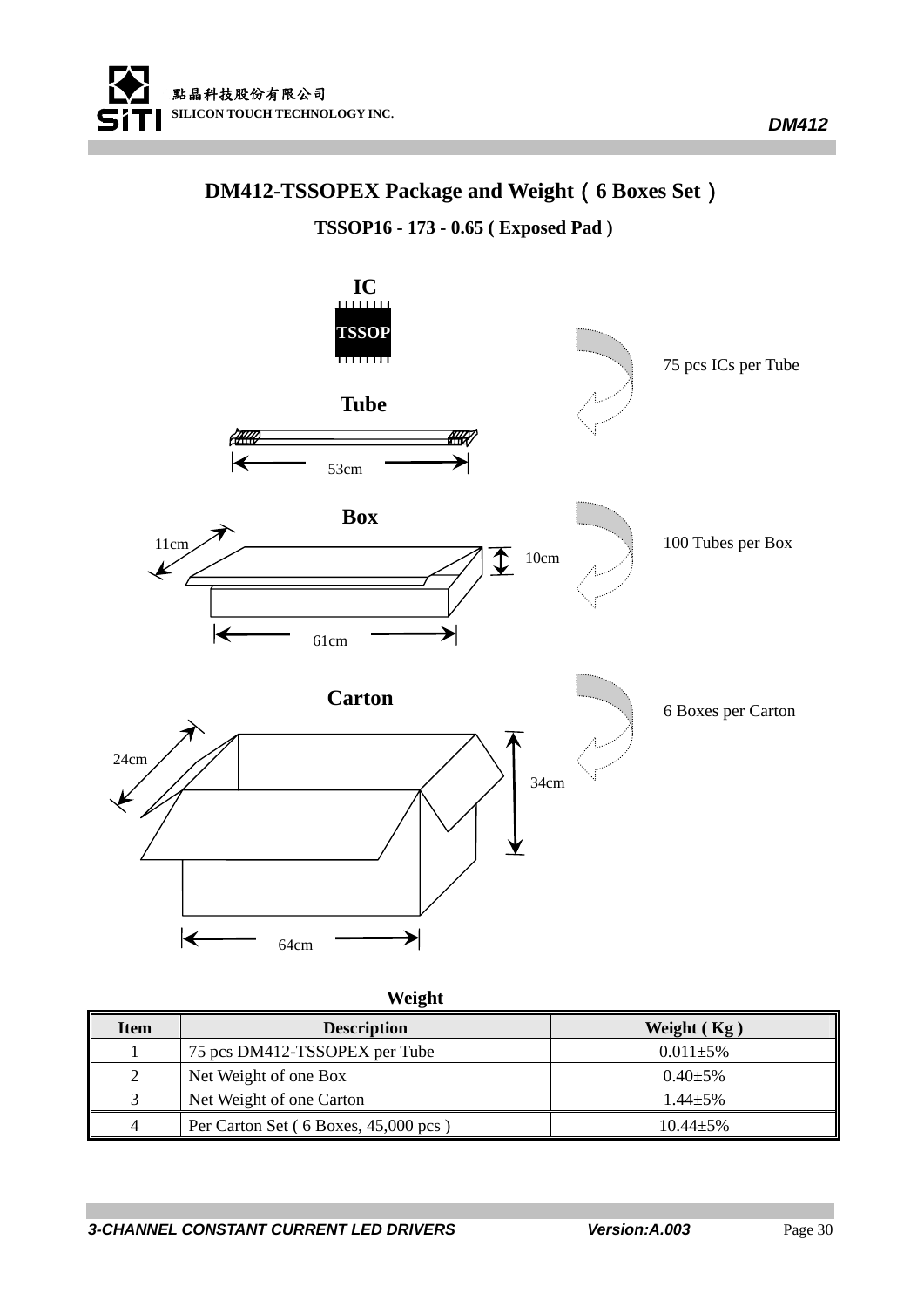# DM412-TSSOPEX Package and Weight（6 Boxes Set）

**TSSOP16 - 173 - 0.65 ( Exposed Pad )**

**IC**

TSSOP

75 pcs ICs per Tube

**Tube**

53cm

**Box**

11cm

10cm

61cm

100 Tubes per Box

**Carton**

24cm

34cm

64cm

6 Boxes per Carton

**Weight**

| Item | Description | Weight ( Kg ) |
|---|---|---|
| 1 | 75 pcs DM412-TSSOPEX per Tube | 0.011±5% |
| 2 | Net Weight of one Box | 0.40±5% |
| 3 | Net Weight of one Carton | 1.44±5% |
| 4 | Per Carton Set ( 6 Boxes, 45,000 pcs ) | 10.44±5% |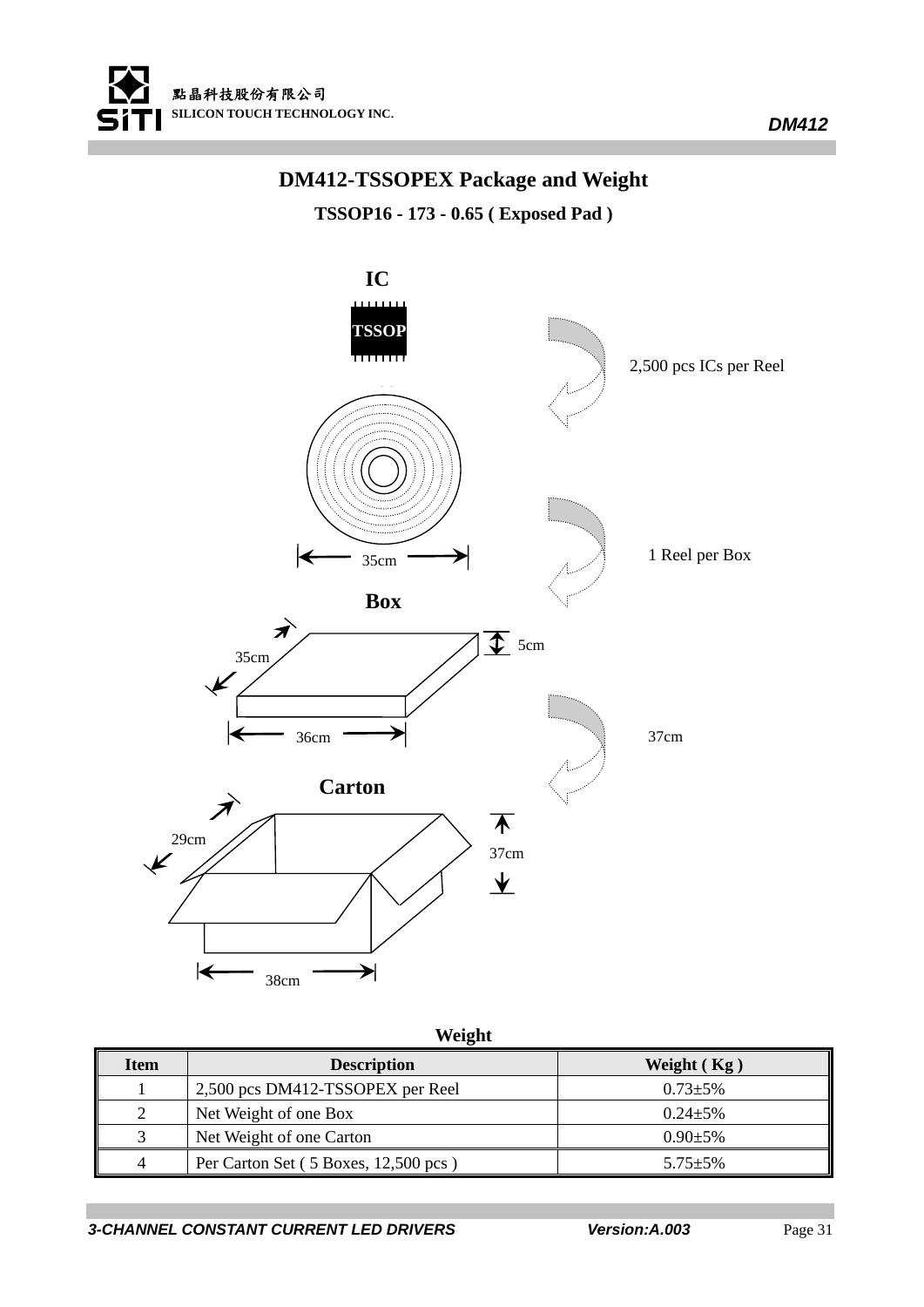# DM412-TSSOPEX Package and Weight

### TSSOP16 - 173 - 0.65 ( Exposed Pad )

**IC**

TSSOP

2,500 pcs ICs per Reel

35cm

1 Reel per Box

**Box**

35cm

5cm

36cm

37cm

**Carton**

29cm

37cm

38cm

**Weight**

| Item | Description | Weight ( Kg ) |
|---|---|---|
| 1 | 2,500 pcs DM412-TSSOPEX per Reel | 0.73±5% |
| 2 | Net Weight of one Box | 0.24±5% |
| 3 | Net Weight of one Carton | 0.90±5% |
| 4 | Per Carton Set ( 5 Boxes, 12,500 pcs ) | 5.75±5% |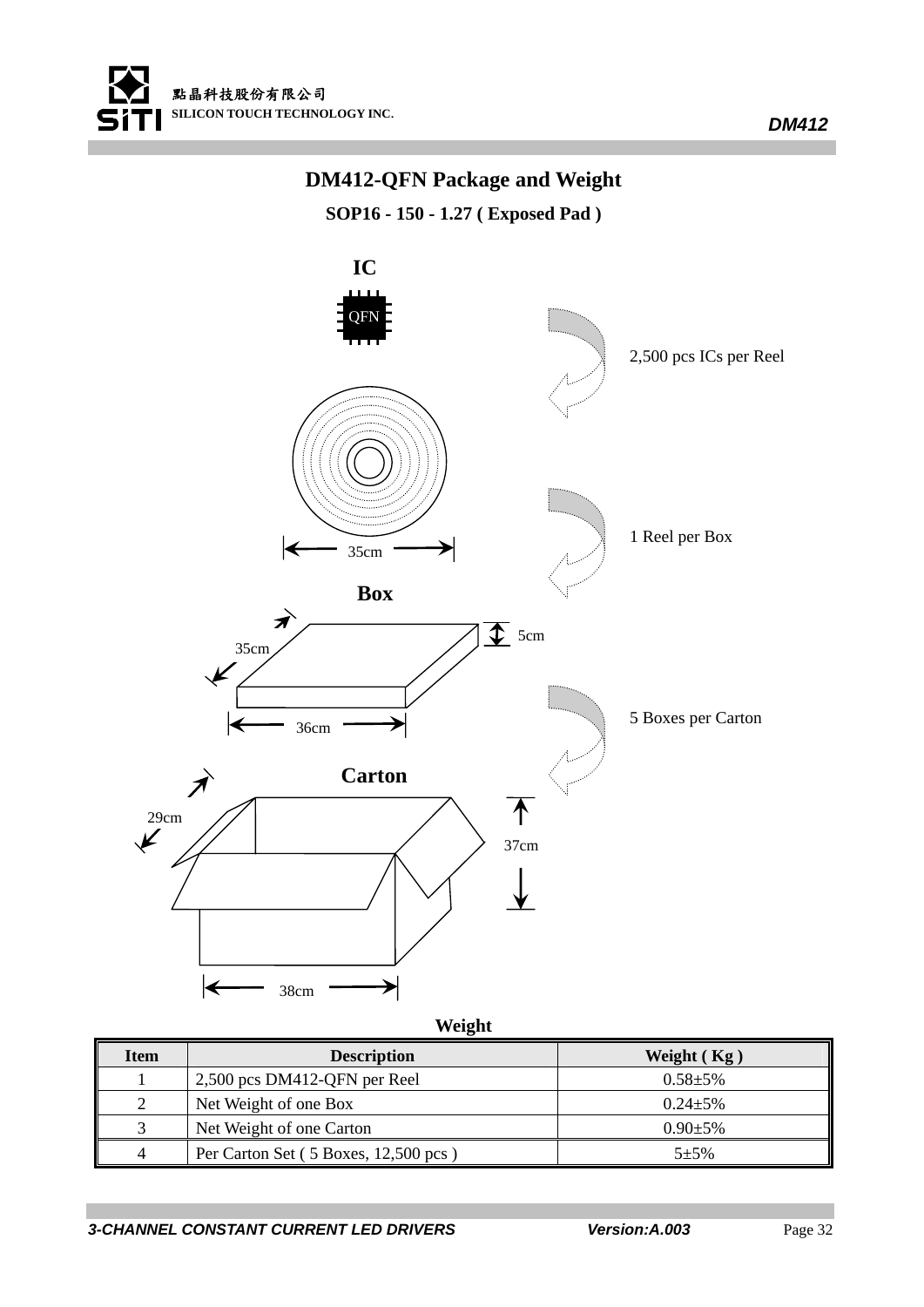## DM412-QFN Package and Weight

**SOP16 - 150 - 1.27 ( Exposed Pad )**

**IC**

QFN

2,500 pcs ICs per Reel

35cm

1 Reel per Box

**Box**

35cm

5cm

36cm

5 Boxes per Carton

**Carton**

29cm

37cm

38cm

**Weight**

| Item | Description | Weight ( Kg ) |
|---|---|---|
| 1 | 2,500 pcs DM412-QFN per Reel | 0.58±5% |
| 2 | Net Weight of one Box | 0.24±5% |
| 3 | Net Weight of one Carton | 0.90±5% |
| 4 | Per Carton Set ( 5 Boxes, 12,500 pcs ) | 5±5% |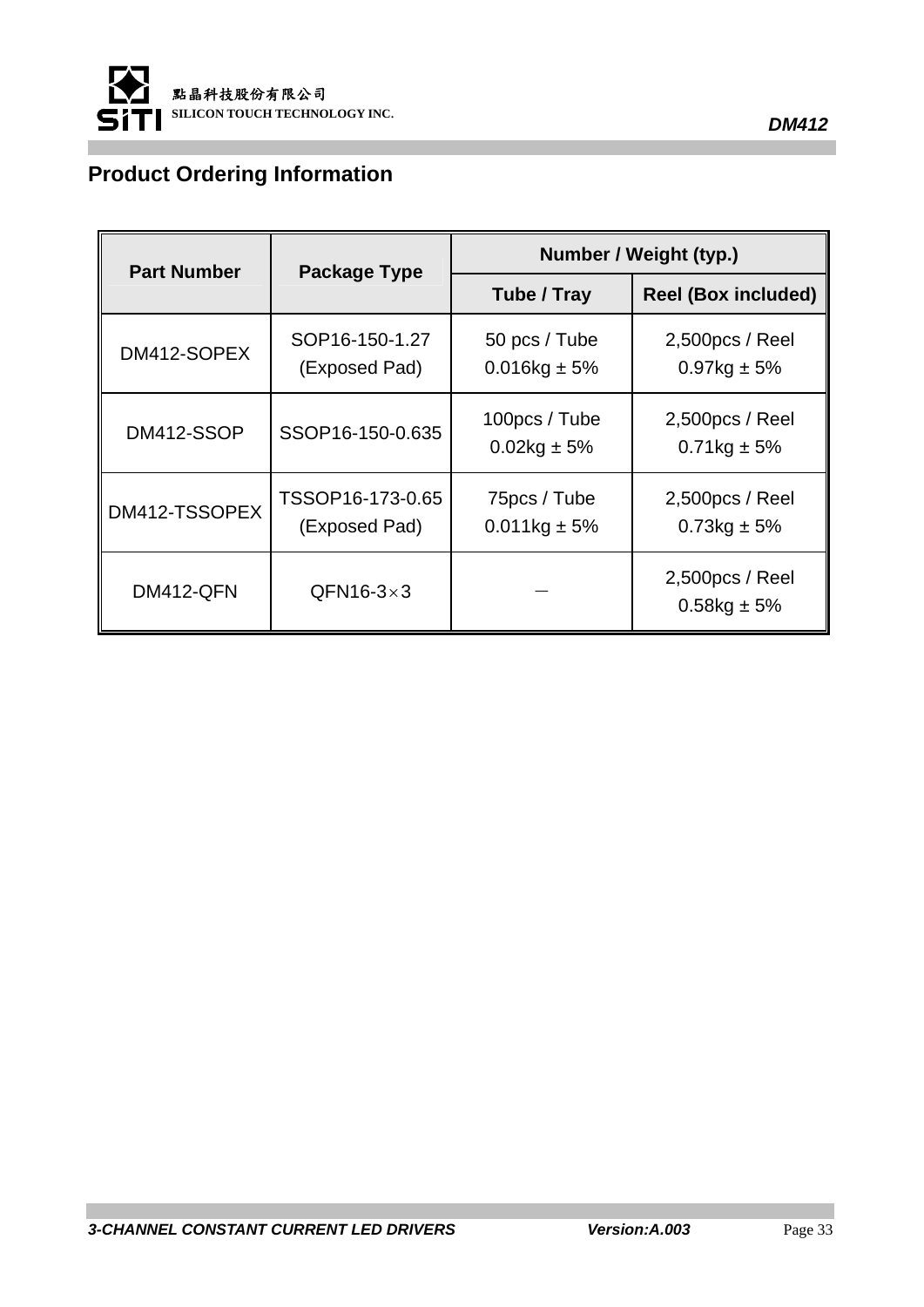## Product Ordering Information

| Part Number | Package Type | Number / Weight (typ.) | |
|---|---|---|---|
| | | Tube / Tray | Reel (Box included) |
| DM412-SOPEX | SOP16-150-1.27 (Exposed Pad) | 50 pcs / Tube 0.016kg ± 5% | 2,500pcs / Reel 0.97kg ± 5% |
| DM412-SSOP | SSOP16-150-0.635 | 100pcs / Tube 0.02kg ± 5% | 2,500pcs / Reel 0.71kg ± 5% |
| DM412-TSSOPEX | TSSOP16-173-0.65 (Exposed Pad) | 75pcs / Tube 0.011kg ± 5% | 2,500pcs / Reel 0.73kg ± 5% |
| DM412-QFN | QFN16-3×3 | － | 2,500pcs / Reel 0.58kg ± 5% |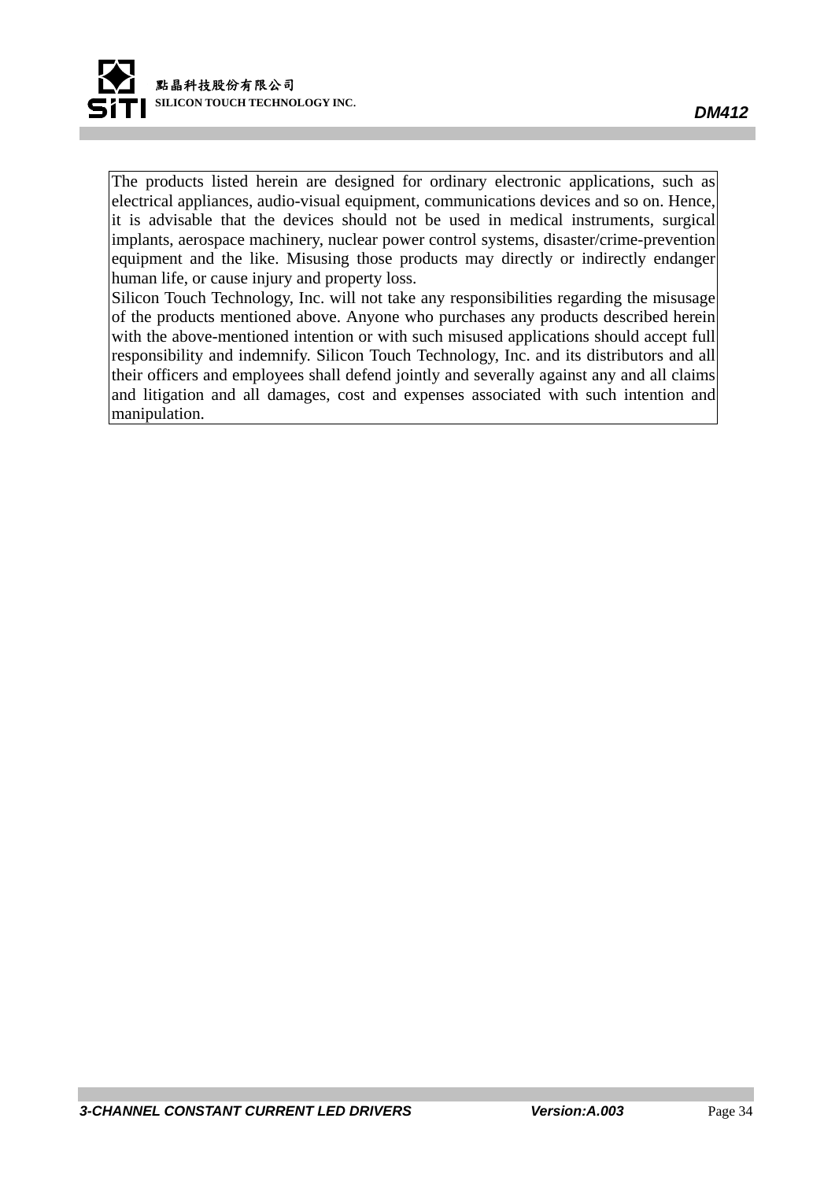The products listed herein are designed for ordinary electronic applications, such as electrical appliances, audio-visual equipment, communications devices and so on. Hence, it is advisable that the devices should not be used in medical instruments, surgical implants, aerospace machinery, nuclear power control systems, disaster/crime-prevention equipment and the like. Misusing those products may directly or indirectly endanger human life, or cause injury and property loss.

Silicon Touch Technology, Inc. will not take any responsibilities regarding the misusage of the products mentioned above. Anyone who purchases any products described herein with the above-mentioned intention or with such misused applications should accept full responsibility and indemnify. Silicon Touch Technology, Inc. and its distributors and all their officers and employees shall defend jointly and severally against any and all claims and litigation and all damages, cost and expenses associated with such intention and manipulation.